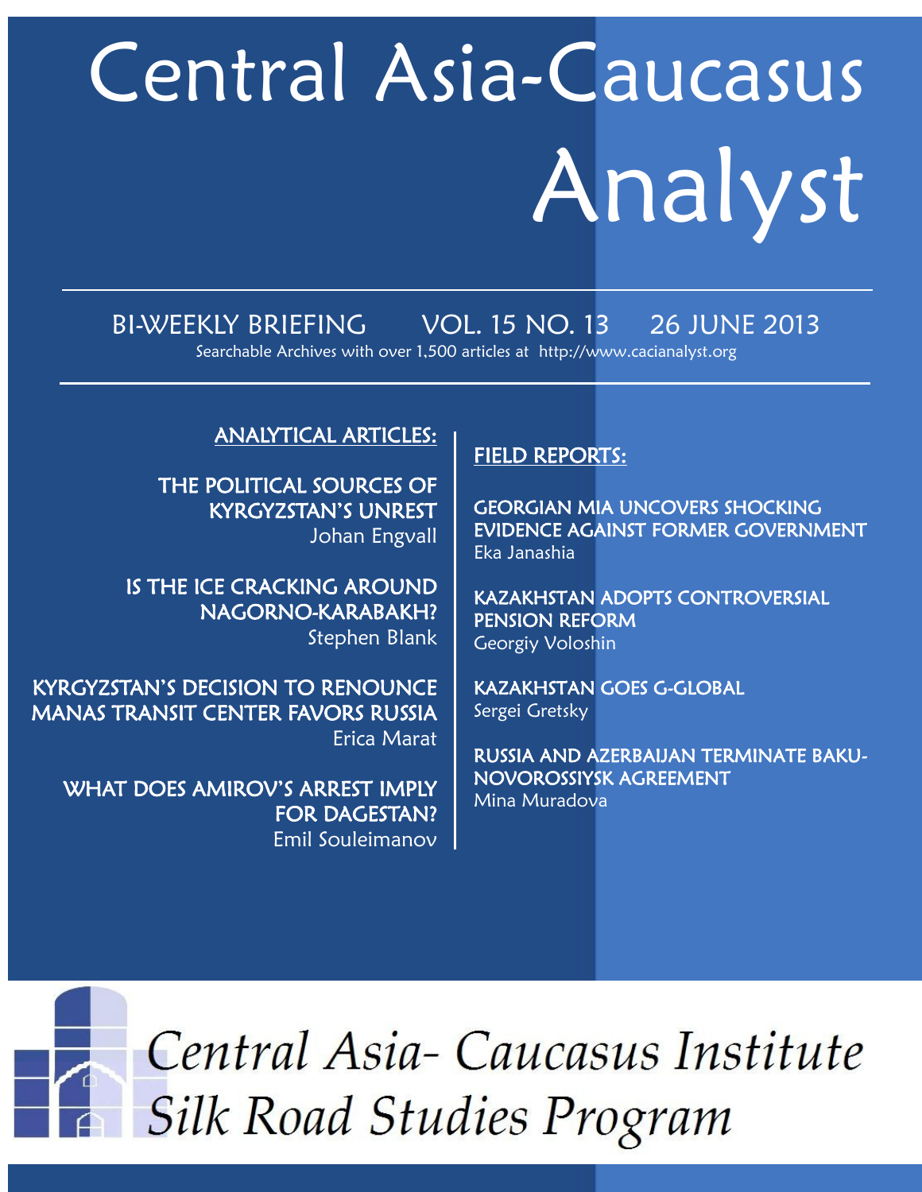# Central Asia-Caucasus Analyst

BI-WEEKLY BRIEFING VOL. 15 NO. 13 26 JUNE 2013

Searchable Archives with over 1,500 articles at http://www.cacianalyst.org

## ANALYTICAL ARTICLES:

**THE POLITICAL SOURCES OF KYRGYZSTAN'S UNREST**
Johan Engvall

**IS THE ICE CRACKING AROUND NAGORNO-KARABAKH?**
Stephen Blank

**KYRGYZSTAN'S DECISION TO RENOUNCE MANAS TRANSIT CENTER FAVORS RUSSIA**
Erica Marat

**WHAT DOES AMIROV'S ARREST IMPLY FOR DAGESTAN?**
Emil Souleimanov

## FIELD REPORTS:

**GEORGIAN MIA UNCOVERS SHOCKING EVIDENCE AGAINST FORMER GOVERNMENT**
Eka Janashia

**KAZAKHSTAN ADOPTS CONTROVERSIAL PENSION REFORM**
Georgiy Voloshin

**KAZAKHSTAN GOES G-GLOBAL**
Sergei Gretsky

**RUSSIA AND AZERBAIJAN TERMINATE BAKU-NOVOROSSIYSK AGREEMENT**
Mina Muradova

Central Asia- Caucasus Institute
Silk Road Studies Program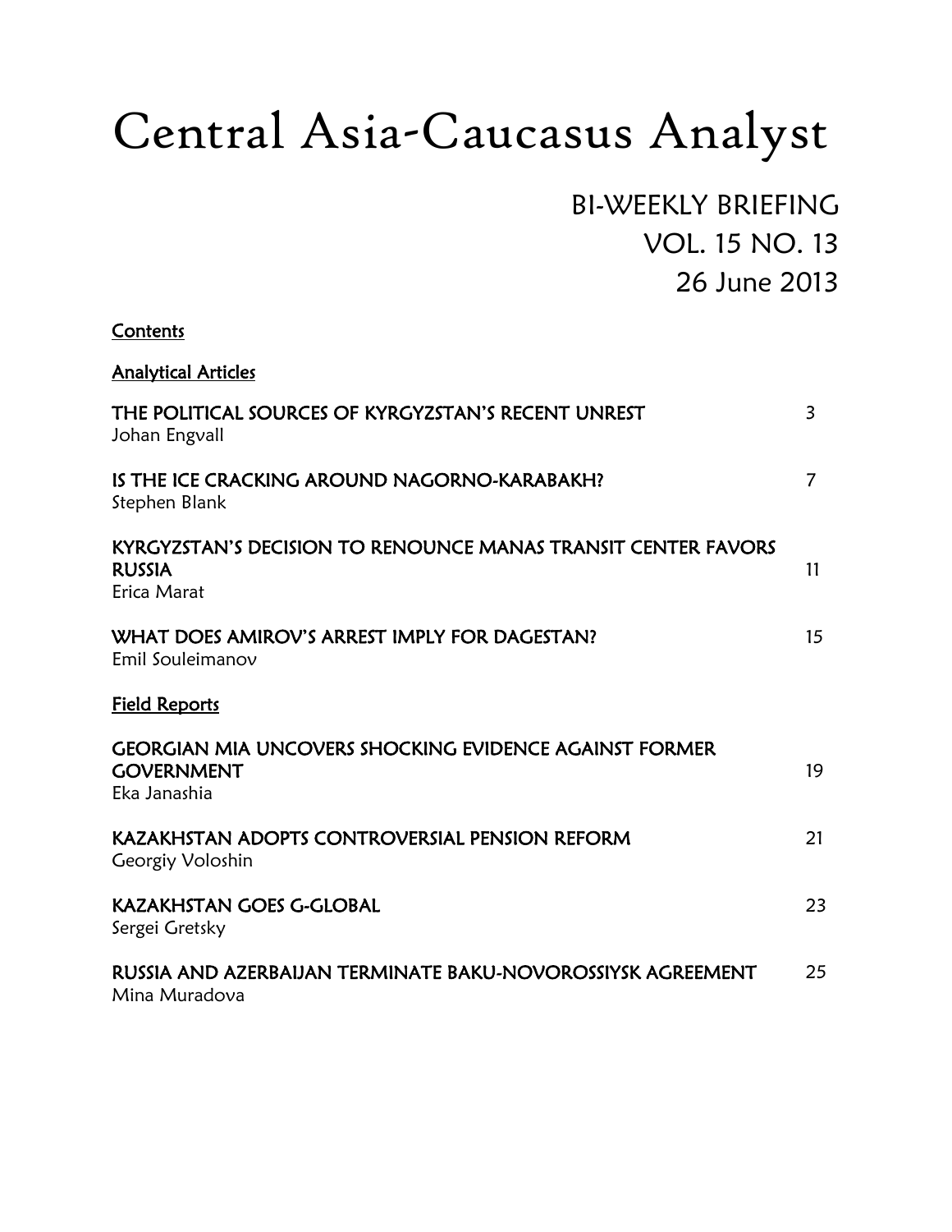# Central Asia-Caucasus Analyst

BI-WEEKLY BRIEFING
VOL. 15 NO. 13
26 June 2013

**Contents**

**Analytical Articles**

| | |
|---|---|
| **THE POLITICAL SOURCES OF KYRGYZSTAN'S RECENT UNREST** <br> Johan Engvall | 3 |
| **IS THE ICE CRACKING AROUND NAGORNO-KARABAKH?** <br> Stephen Blank | 7 |
| **KYRGYZSTAN'S DECISION TO RENOUNCE MANAS TRANSIT CENTER FAVORS RUSSIA** <br> Erica Marat | 11 |
| **WHAT DOES AMIROV'S ARREST IMPLY FOR DAGESTAN?** <br> Emil Souleimanov | 15 |

**Field Reports**

| | |
|---|---|
| **GEORGIAN MIA UNCOVERS SHOCKING EVIDENCE AGAINST FORMER GOVERNMENT** <br> Eka Janashia | 19 |
| **KAZAKHSTAN ADOPTS CONTROVERSIAL PENSION REFORM** <br> Georgiy Voloshin | 21 |
| **KAZAKHSTAN GOES G-GLOBAL** <br> Sergei Gretsky | 23 |
| **RUSSIA AND AZERBAIJAN TERMINATE BAKU-NOVOROSSIYSK AGREEMENT** <br> Mina Muradova | 25 |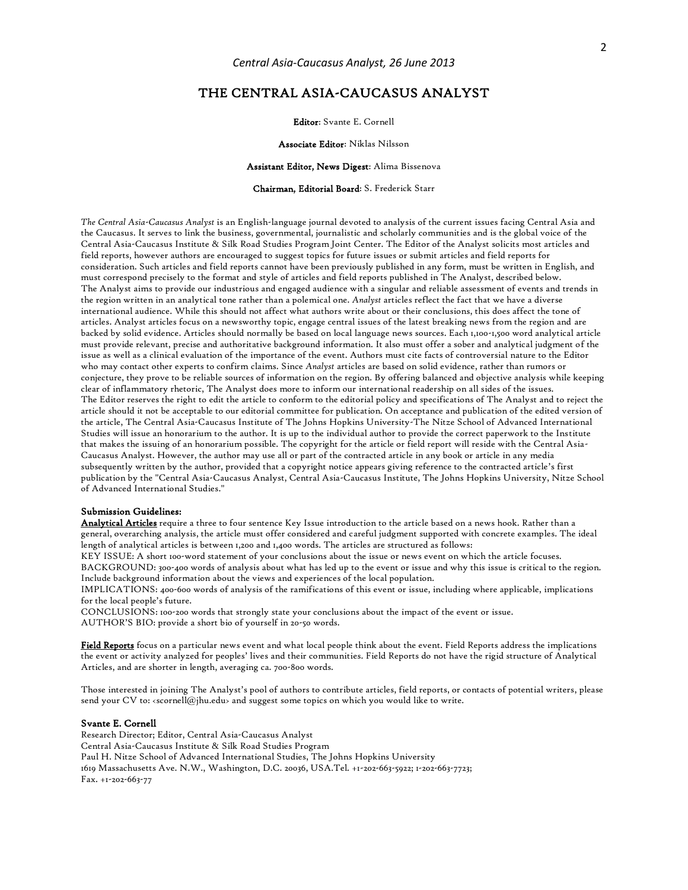# THE CENTRAL ASIA-CAUCASUS ANALYST

**Editor**: Svante E. Cornell

**Associate Editor**: Niklas Nilsson

**Assistant Editor, News Digest**: Alima Bissenova

**Chairman, Editorial Board**: S. Frederick Starr

*The Central Asia-Caucasus Analyst* is an English-language journal devoted to analysis of the current issues facing Central Asia and the Caucasus. It serves to link the business, governmental, journalistic and scholarly communities and is the global voice of the Central Asia-Caucasus Institute & Silk Road Studies Program Joint Center. The Editor of the Analyst solicits most articles and field reports, however authors are encouraged to suggest topics for future issues or submit articles and field reports for consideration. Such articles and field reports cannot have been previously published in any form, must be written in English, and must correspond precisely to the format and style of articles and field reports published in The Analyst, described below.
The Analyst aims to provide our industrious and engaged audience with a singular and reliable assessment of events and trends in the region written in an analytical tone rather than a polemical one. *Analyst* articles reflect the fact that we have a diverse international audience. While this should not affect what authors write about or their conclusions, this does affect the tone of articles. Analyst articles focus on a newsworthy topic, engage central issues of the latest breaking news from the region and are backed by solid evidence. Articles should normally be based on local language news sources. Each 1,100-1,500 word analytical article must provide relevant, precise and authoritative background information. It also must offer a sober and analytical judgment of the issue as well as a clinical evaluation of the importance of the event. Authors must cite facts of controversial nature to the Editor who may contact other experts to confirm claims. Since *Analyst* articles are based on solid evidence, rather than rumors or conjecture, they prove to be reliable sources of information on the region. By offering balanced and objective analysis while keeping clear of inflammatory rhetoric, The Analyst does more to inform our international readership on all sides of the issues.
The Editor reserves the right to edit the article to conform to the editorial policy and specifications of The Analyst and to reject the article should it not be acceptable to our editorial committee for publication. On acceptance and publication of the edited version of the article, The Central Asia-Caucasus Institute of The Johns Hopkins University-The Nitze School of Advanced International Studies will issue an honorarium to the author. It is up to the individual author to provide the correct paperwork to the Institute that makes the issuing of an honorarium possible. The copyright for the article or field report will reside with the Central Asia-Caucasus Analyst. However, the author may use all or part of the contracted article in any book or article in any media subsequently written by the author, provided that a copyright notice appears giving reference to the contracted article's first publication by the "Central Asia-Caucasus Analyst, Central Asia-Caucasus Institute, The Johns Hopkins University, Nitze School of Advanced International Studies."

**Submission Guidelines:**

**Analytical Articles** require a three to four sentence Key Issue introduction to the article based on a news hook. Rather than a general, overarching analysis, the article must offer considered and careful judgment supported with concrete examples. The ideal length of analytical articles is between 1,200 and 1,400 words. The articles are structured as follows:
KEY ISSUE: A short 100-word statement of your conclusions about the issue or news event on which the article focuses.
BACKGROUND: 300-400 words of analysis about what has led up to the event or issue and why this issue is critical to the region. Include background information about the views and experiences of the local population.
IMPLICATIONS: 400-600 words of analysis of the ramifications of this event or issue, including where applicable, implications for the local people's future.
CONCLUSIONS: 100-200 words that strongly state your conclusions about the impact of the event or issue.
AUTHOR'S BIO: provide a short bio of yourself in 20-50 words.

**Field Reports** focus on a particular news event and what local people think about the event. Field Reports address the implications the event or activity analyzed for peoples' lives and their communities. Field Reports do not have the rigid structure of Analytical Articles, and are shorter in length, averaging ca. 700-800 words.

Those interested in joining The Analyst's pool of authors to contribute articles, field reports, or contacts of potential writers, please send your CV to: <scornell@jhu.edu> and suggest some topics on which you would like to write.

**Svante E. Cornell**
Research Director; Editor, Central Asia-Caucasus Analyst
Central Asia-Caucasus Institute & Silk Road Studies Program
Paul H. Nitze School of Advanced International Studies, The Johns Hopkins University
1619 Massachusetts Ave. N.W., Washington, D.C. 20036, USA.Tel. +1-202-663-5922; 1-202-663-7723;
Fax. +1-202-663-77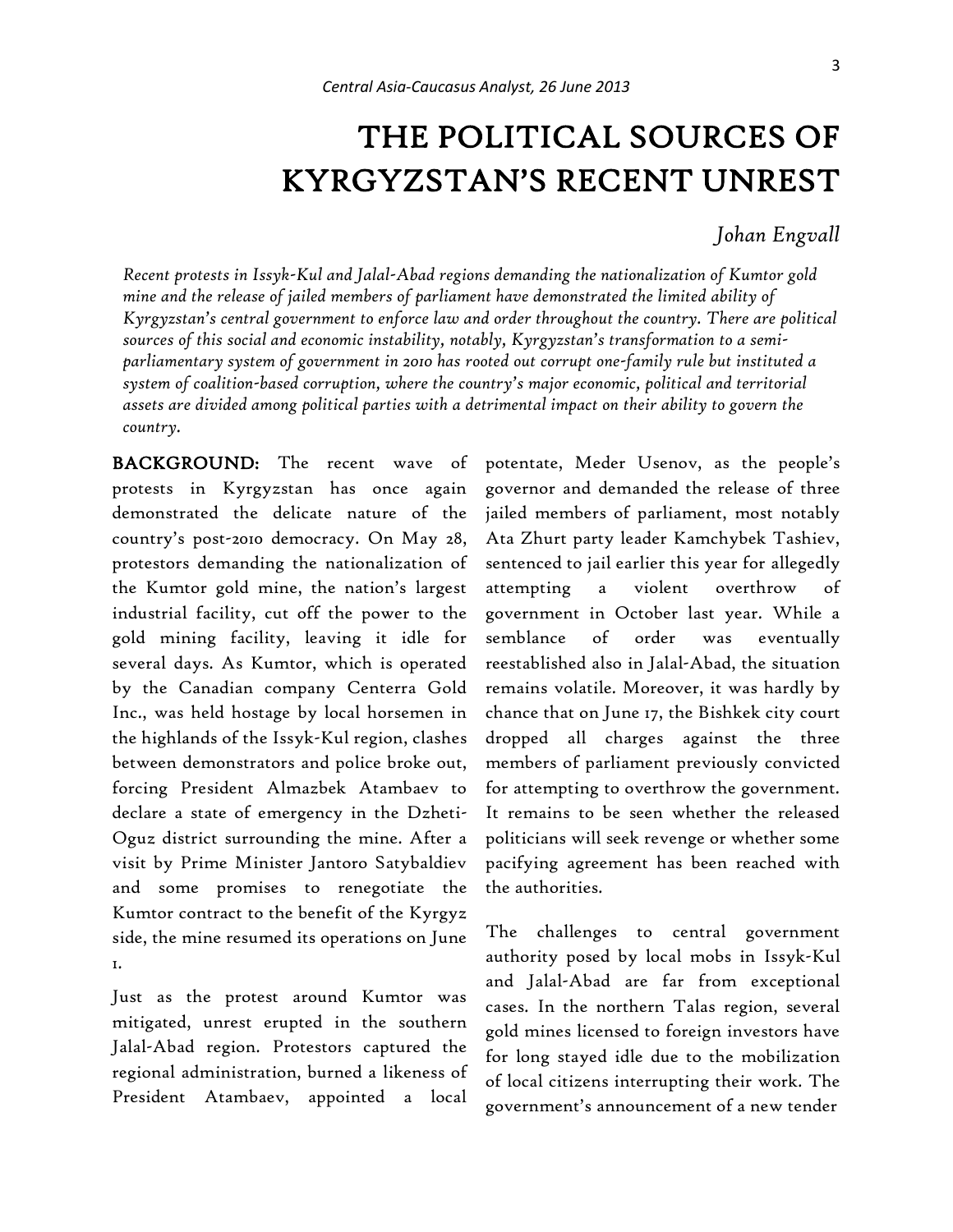# THE POLITICAL SOURCES OF KYRGYZSTAN'S RECENT UNREST

*Johan Engvall*

*Recent protests in Issyk-Kul and Jalal-Abad regions demanding the nationalization of Kumtor gold mine and the release of jailed members of parliament have demonstrated the limited ability of Kyrgyzstan's central government to enforce law and order throughout the country. There are political sources of this social and economic instability, notably, Kyrgyzstan's transformation to a semi-parliamentary system of government in 2010 has rooted out corrupt one-family rule but instituted a system of coalition-based corruption, where the country's major economic, political and territorial assets are divided among political parties with a detrimental impact on their ability to govern the country.*

**BACKGROUND:** The recent wave of protests in Kyrgyzstan has once again demonstrated the delicate nature of the country's post-2010 democracy. On May 28, protestors demanding the nationalization of the Kumtor gold mine, the nation's largest industrial facility, cut off the power to the gold mining facility, leaving it idle for several days. As Kumtor, which is operated by the Canadian company Centerra Gold Inc., was held hostage by local horsemen in the highlands of the Issyk-Kul region, clashes between demonstrators and police broke out, forcing President Almazbek Atambaev to declare a state of emergency in the Dzheti-Oguz district surrounding the mine. After a visit by Prime Minister Jantoro Satybaldiev and some promises to renegotiate the Kumtor contract to the benefit of the Kyrgyz side, the mine resumed its operations on June 1.

Just as the protest around Kumtor was mitigated, unrest erupted in the southern Jalal-Abad region. Protestors captured the regional administration, burned a likeness of President Atambaev, appointed a local potentate, Meder Usenov, as the people's governor and demanded the release of three jailed members of parliament, most notably Ata Zhurt party leader Kamchybek Tashiev, sentenced to jail earlier this year for allegedly attempting a violent overthrow of government in October last year. While a semblance of order was eventually reestablished also in Jalal-Abad, the situation remains volatile. Moreover, it was hardly by chance that on June 17, the Bishkek city court dropped all charges against the three members of parliament previously convicted for attempting to overthrow the government. It remains to be seen whether the released politicians will seek revenge or whether some pacifying agreement has been reached with the authorities.

The challenges to central government authority posed by local mobs in Issyk-Kul and Jalal-Abad are far from exceptional cases. In the northern Talas region, several gold mines licensed to foreign investors have for long stayed idle due to the mobilization of local citizens interrupting their work. The government's announcement of a new tender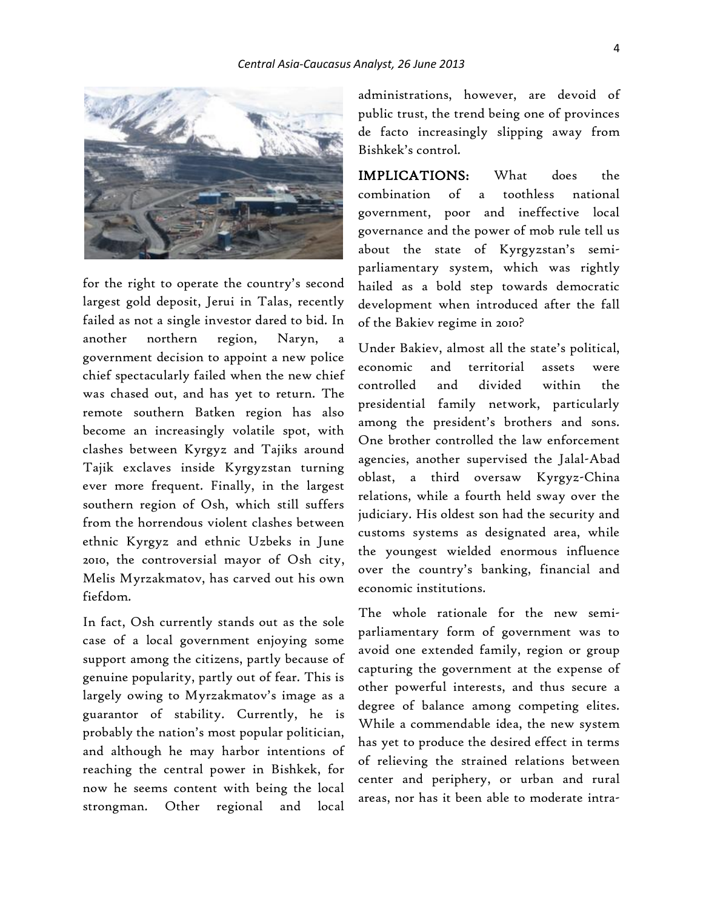for the right to operate the country's second largest gold deposit, Jerui in Talas, recently failed as not a single investor dared to bid. In another northern region, Naryn, a government decision to appoint a new police chief spectacularly failed when the new chief was chased out, and has yet to return. The remote southern Batken region has also become an increasingly volatile spot, with clashes between Kyrgyz and Tajiks around Tajik exclaves inside Kyrgyzstan turning ever more frequent. Finally, in the largest southern region of Osh, which still suffers from the horrendous violent clashes between ethnic Kyrgyz and ethnic Uzbeks in June 2010, the controversial mayor of Osh city, Melis Myrzakmatov, has carved out his own fiefdom.

In fact, Osh currently stands out as the sole case of a local government enjoying some support among the citizens, partly because of genuine popularity, partly out of fear. This is largely owing to Myrzakmatov's image as a guarantor of stability. Currently, he is probably the nation's most popular politician, and although he may harbor intentions of reaching the central power in Bishkek, for now he seems content with being the local strongman. Other regional and local administrations, however, are devoid of public trust, the trend being one of provinces de facto increasingly slipping away from Bishkek's control.

**IMPLICATIONS:** What does the combination of a toothless national government, poor and ineffective local governance and the power of mob rule tell us about the state of Kyrgyzstan's semi-parliamentary system, which was rightly hailed as a bold step towards democratic development when introduced after the fall of the Bakiev regime in 2010?

Under Bakiev, almost all the state's political, economic and territorial assets were controlled and divided within the presidential family network, particularly among the president's brothers and sons. One brother controlled the law enforcement agencies, another supervised the Jalal-Abad oblast, a third oversaw Kyrgyz-China relations, while a fourth held sway over the judiciary. His oldest son had the security and customs systems as designated area, while the youngest wielded enormous influence over the country's banking, financial and economic institutions.

The whole rationale for the new semi-parliamentary form of government was to avoid one extended family, region or group capturing the government at the expense of other powerful interests, and thus secure a degree of balance among competing elites. While a commendable idea, the new system has yet to produce the desired effect in terms of relieving the strained relations between center and periphery, or urban and rural areas, nor has it been able to moderate intra-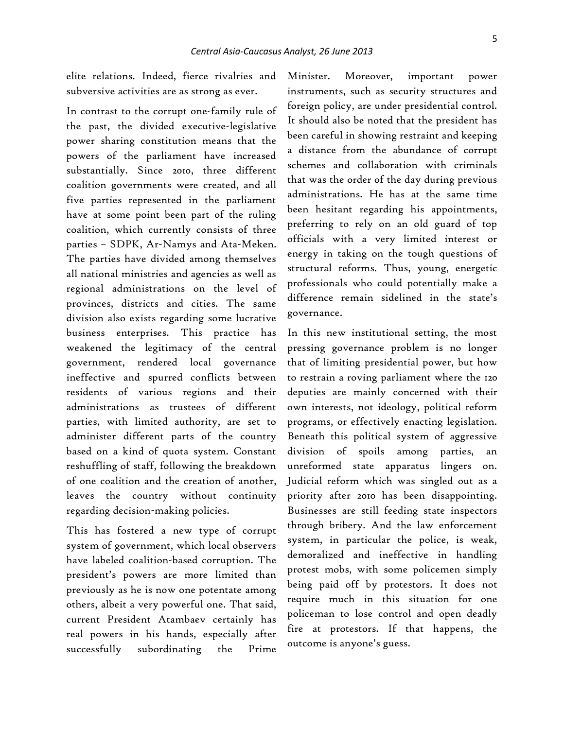elite relations. Indeed, fierce rivalries and subversive activities are as strong as ever.

In contrast to the corrupt one-family rule of the past, the divided executive-legislative power sharing constitution means that the powers of the parliament have increased substantially. Since 2010, three different coalition governments were created, and all five parties represented in the parliament have at some point been part of the ruling coalition, which currently consists of three parties – SDPK, Ar-Namys and Ata-Meken. The parties have divided among themselves all national ministries and agencies as well as regional administrations on the level of provinces, districts and cities. The same division also exists regarding some lucrative business enterprises. This practice has weakened the legitimacy of the central government, rendered local governance ineffective and spurred conflicts between residents of various regions and their administrations as trustees of different parties, with limited authority, are set to administer different parts of the country based on a kind of quota system. Constant reshuffling of staff, following the breakdown of one coalition and the creation of another, leaves the country without continuity regarding decision-making policies.

This has fostered a new type of corrupt system of government, which local observers have labeled coalition-based corruption. The president's powers are more limited than previously as he is now one potentate among others, albeit a very powerful one. That said, current President Atambaev certainly has real powers in his hands, especially after successfully subordinating the Prime Minister. Moreover, important power instruments, such as security structures and foreign policy, are under presidential control. It should also be noted that the president has been careful in showing restraint and keeping a distance from the abundance of corrupt schemes and collaboration with criminals that was the order of the day during previous administrations. He has at the same time been hesitant regarding his appointments, preferring to rely on an old guard of top officials with a very limited interest or energy in taking on the tough questions of structural reforms. Thus, young, energetic professionals who could potentially make a difference remain sidelined in the state's governance.

In this new institutional setting, the most pressing governance problem is no longer that of limiting presidential power, but how to restrain a roving parliament where the 120 deputies are mainly concerned with their own interests, not ideology, political reform programs, or effectively enacting legislation. Beneath this political system of aggressive division of spoils among parties, an unreformed state apparatus lingers on. Judicial reform which was singled out as a priority after 2010 has been disappointing. Businesses are still feeding state inspectors through bribery. And the law enforcement system, in particular the police, is weak, demoralized and ineffective in handling protest mobs, with some policemen simply being paid off by protestors. It does not require much in this situation for one policeman to lose control and open deadly fire at protestors. If that happens, the outcome is anyone's guess.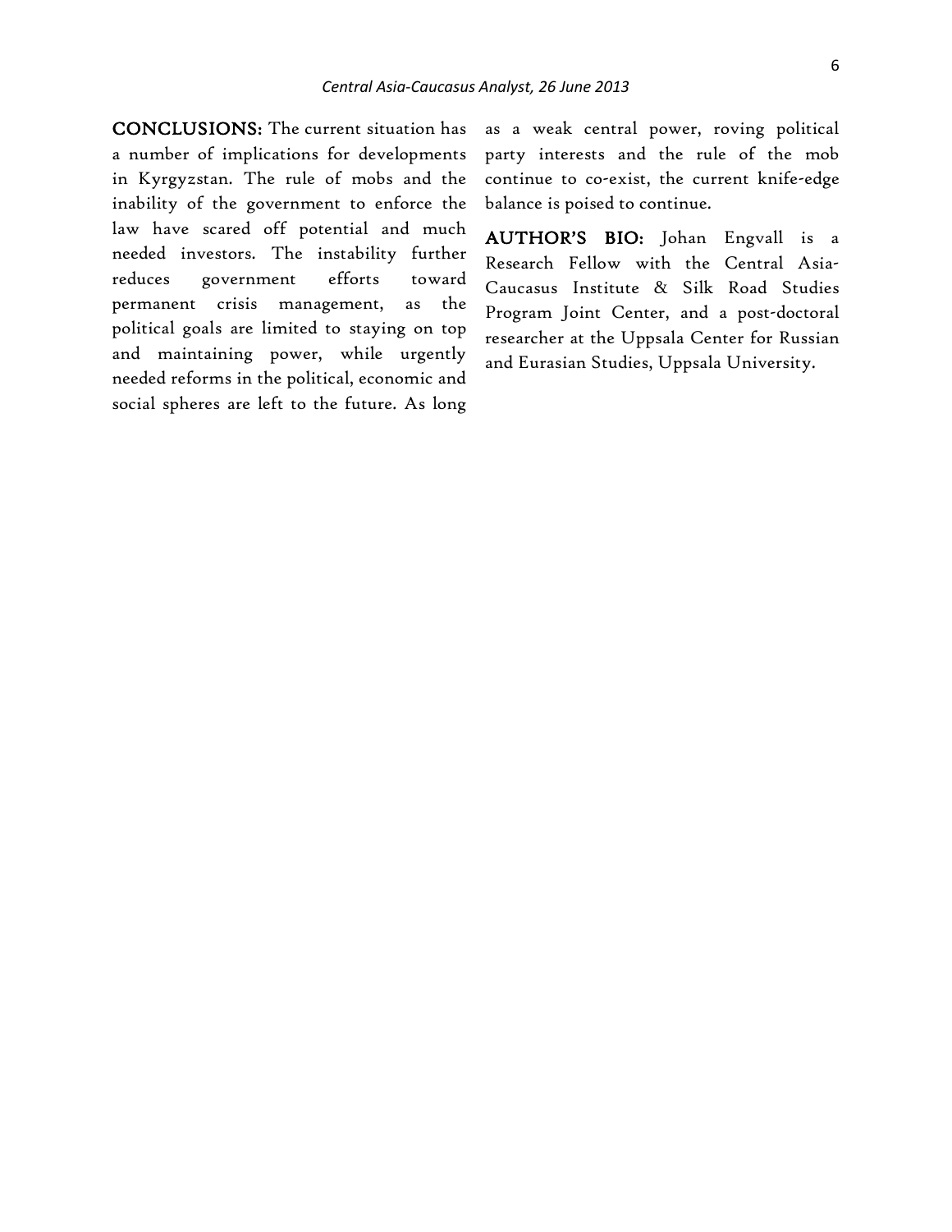**CONCLUSIONS:** The current situation has a number of implications for developments in Kyrgyzstan. The rule of mobs and the inability of the government to enforce the law have scared off potential and much needed investors. The instability further reduces government efforts toward permanent crisis management, as the political goals are limited to staying on top and maintaining power, while urgently needed reforms in the political, economic and social spheres are left to the future. As long as a weak central power, roving political party interests and the rule of the mob continue to co-exist, the current knife-edge balance is poised to continue.

**AUTHOR'S BIO:** Johan Engvall is a Research Fellow with the Central Asia-Caucasus Institute & Silk Road Studies Program Joint Center, and a post-doctoral researcher at the Uppsala Center for Russian and Eurasian Studies, Uppsala University.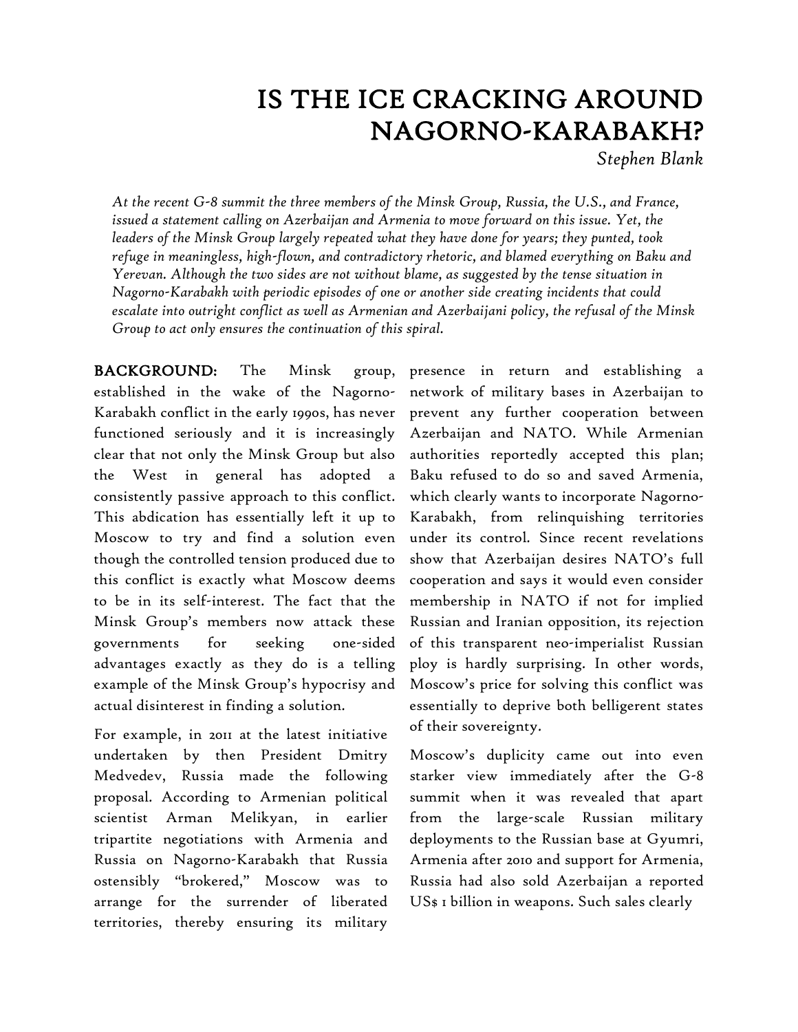# IS THE ICE CRACKING AROUND NAGORNO-KARABAKH?

*Stephen Blank*

*At the recent G-8 summit the three members of the Minsk Group, Russia, the U.S., and France, issued a statement calling on Azerbaijan and Armenia to move forward on this issue. Yet, the leaders of the Minsk Group largely repeated what they have done for years; they punted, took refuge in meaningless, high-flown, and contradictory rhetoric, and blamed everything on Baku and Yerevan. Although the two sides are not without blame, as suggested by the tense situation in Nagorno-Karabakh with periodic episodes of one or another side creating incidents that could escalate into outright conflict as well as Armenian and Azerbaijani policy, the refusal of the Minsk Group to act only ensures the continuation of this spiral.*

**BACKGROUND:** The Minsk group, established in the wake of the Nagorno-Karabakh conflict in the early 1990s, has never functioned seriously and it is increasingly clear that not only the Minsk Group but also the West in general has adopted a consistently passive approach to this conflict. This abdication has essentially left it up to Moscow to try and find a solution even though the controlled tension produced due to this conflict is exactly what Moscow deems to be in its self-interest. The fact that the Minsk Group's members now attack these governments for seeking one-sided advantages exactly as they do is a telling example of the Minsk Group's hypocrisy and actual disinterest in finding a solution.

For example, in 2011 at the latest initiative undertaken by then President Dmitry Medvedev, Russia made the following proposal. According to Armenian political scientist Arman Melikyan, in earlier tripartite negotiations with Armenia and Russia on Nagorno-Karabakh that Russia ostensibly "brokered," Moscow was to arrange for the surrender of liberated territories, thereby ensuring its military presence in return and establishing a network of military bases in Azerbaijan to prevent any further cooperation between Azerbaijan and NATO. While Armenian authorities reportedly accepted this plan; Baku refused to do so and saved Armenia, which clearly wants to incorporate Nagorno-Karabakh, from relinquishing territories under its control. Since recent revelations show that Azerbaijan desires NATO's full cooperation and says it would even consider membership in NATO if not for implied Russian and Iranian opposition, its rejection of this transparent neo-imperialist Russian ploy is hardly surprising. In other words, Moscow's price for solving this conflict was essentially to deprive both belligerent states of their sovereignty.

Moscow's duplicity came out into even starker view immediately after the G-8 summit when it was revealed that apart from the large-scale Russian military deployments to the Russian base at Gyumri, Armenia after 2010 and support for Armenia, Russia had also sold Azerbaijan a reported US$ 1 billion in weapons. Such sales clearly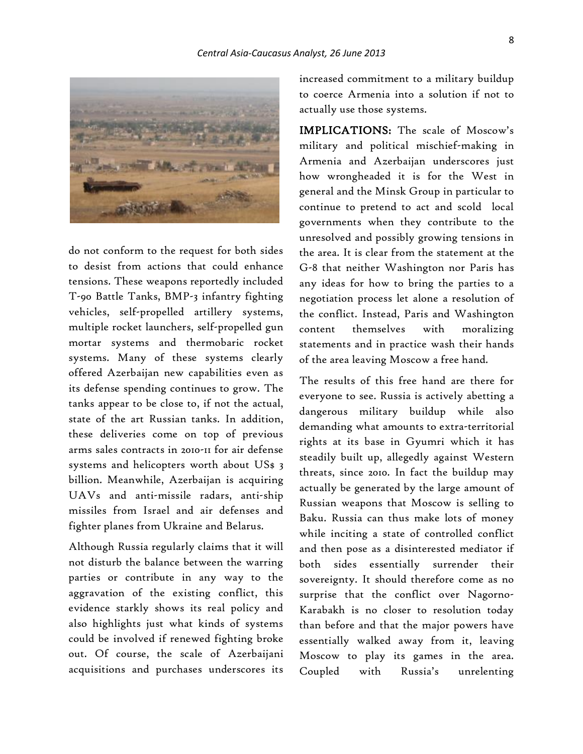do not conform to the request for both sides to desist from actions that could enhance tensions. These weapons reportedly included T-90 Battle Tanks, BMP-3 infantry fighting vehicles, self-propelled artillery systems, multiple rocket launchers, self-propelled gun mortar systems and thermobaric rocket systems. Many of these systems clearly offered Azerbaijan new capabilities even as its defense spending continues to grow. The tanks appear to be close to, if not the actual, state of the art Russian tanks. In addition, these deliveries come on top of previous arms sales contracts in 2010-11 for air defense systems and helicopters worth about US$ 3 billion. Meanwhile, Azerbaijan is acquiring UAVs and anti-missile radars, anti-ship missiles from Israel and air defenses and fighter planes from Ukraine and Belarus.

Although Russia regularly claims that it will not disturb the balance between the warring parties or contribute in any way to the aggravation of the existing conflict, this evidence starkly shows its real policy and also highlights just what kinds of systems could be involved if renewed fighting broke out. Of course, the scale of Azerbaijani acquisitions and purchases underscores its increased commitment to a military buildup to coerce Armenia into a solution if not to actually use those systems.

**IMPLICATIONS:** The scale of Moscow's military and political mischief-making in Armenia and Azerbaijan underscores just how wrongheaded it is for the West in general and the Minsk Group in particular to continue to pretend to act and scold local governments when they contribute to the unresolved and possibly growing tensions in the area. It is clear from the statement at the G-8 that neither Washington nor Paris has any ideas for how to bring the parties to a negotiation process let alone a resolution of the conflict. Instead, Paris and Washington content themselves with moralizing statements and in practice wash their hands of the area leaving Moscow a free hand.

The results of this free hand are there for everyone to see. Russia is actively abetting a dangerous military buildup while also demanding what amounts to extra-territorial rights at its base in Gyumri which it has steadily built up, allegedly against Western threats, since 2010. In fact the buildup may actually be generated by the large amount of Russian weapons that Moscow is selling to Baku. Russia can thus make lots of money while inciting a state of controlled conflict and then pose as a disinterested mediator if both sides essentially surrender their sovereignty. It should therefore come as no surprise that the conflict over Nagorno-Karabakh is no closer to resolution today than before and that the major powers have essentially walked away from it, leaving Moscow to play its games in the area. Coupled with Russia's unrelenting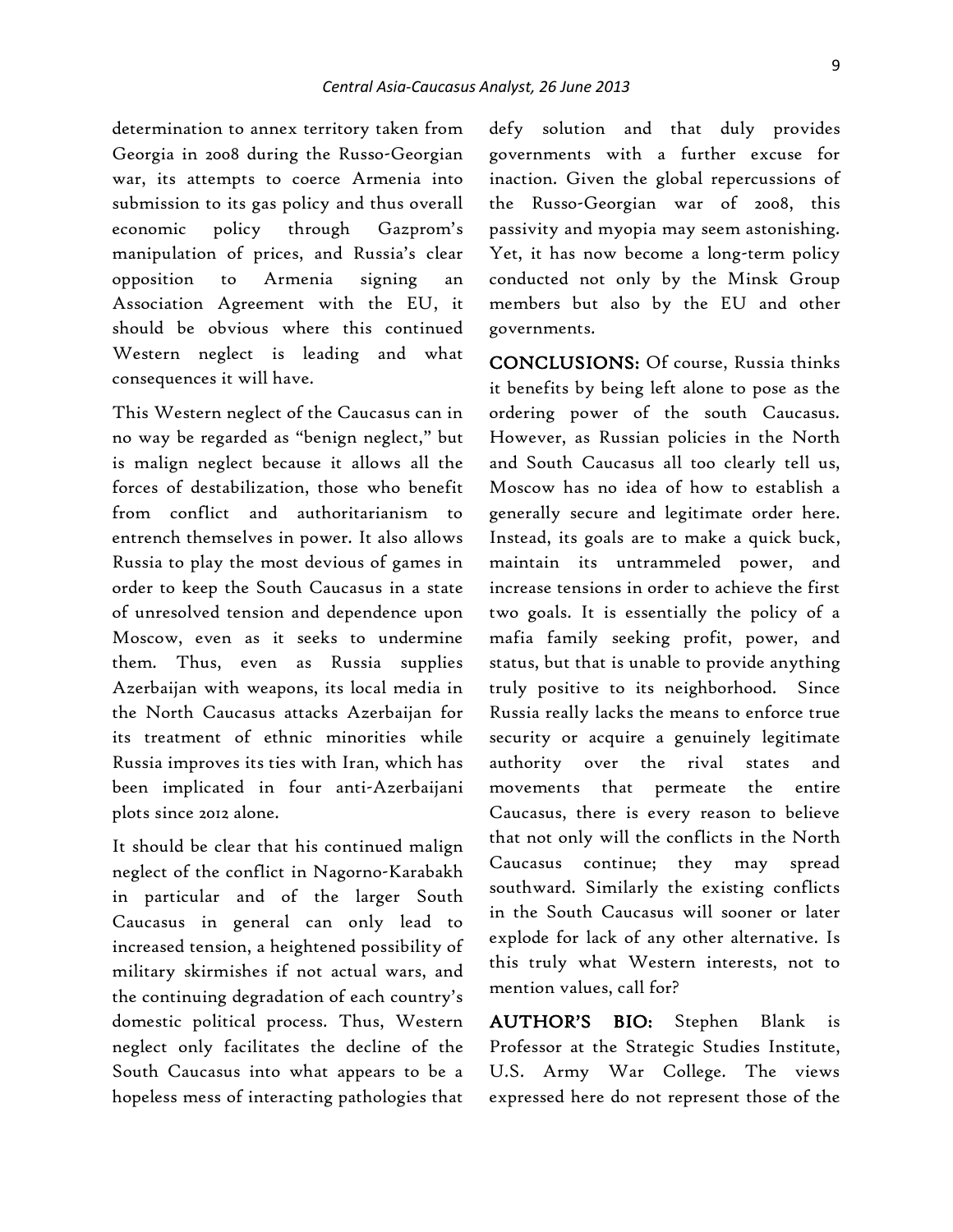determination to annex territory taken from Georgia in 2008 during the Russo-Georgian war, its attempts to coerce Armenia into submission to its gas policy and thus overall economic policy through Gazprom's manipulation of prices, and Russia's clear opposition to Armenia signing an Association Agreement with the EU, it should be obvious where this continued Western neglect is leading and what consequences it will have.

This Western neglect of the Caucasus can in no way be regarded as "benign neglect," but is malign neglect because it allows all the forces of destabilization, those who benefit from conflict and authoritarianism to entrench themselves in power. It also allows Russia to play the most devious of games in order to keep the South Caucasus in a state of unresolved tension and dependence upon Moscow, even as it seeks to undermine them. Thus, even as Russia supplies Azerbaijan with weapons, its local media in the North Caucasus attacks Azerbaijan for its treatment of ethnic minorities while Russia improves its ties with Iran, which has been implicated in four anti-Azerbaijani plots since 2012 alone.

It should be clear that his continued malign neglect of the conflict in Nagorno-Karabakh in particular and of the larger South Caucasus in general can only lead to increased tension, a heightened possibility of military skirmishes if not actual wars, and the continuing degradation of each country's domestic political process. Thus, Western neglect only facilitates the decline of the South Caucasus into what appears to be a hopeless mess of interacting pathologies that defy solution and that duly provides governments with a further excuse for inaction. Given the global repercussions of the Russo-Georgian war of 2008, this passivity and myopia may seem astonishing. Yet, it has now become a long-term policy conducted not only by the Minsk Group members but also by the EU and other governments.

**CONCLUSIONS:** Of course, Russia thinks it benefits by being left alone to pose as the ordering power of the south Caucasus. However, as Russian policies in the North and South Caucasus all too clearly tell us, Moscow has no idea of how to establish a generally secure and legitimate order here. Instead, its goals are to make a quick buck, maintain its untrammeled power, and increase tensions in order to achieve the first two goals. It is essentially the policy of a mafia family seeking profit, power, and status, but that is unable to provide anything truly positive to its neighborhood. Since Russia really lacks the means to enforce true security or acquire a genuinely legitimate authority over the rival states and movements that permeate the entire Caucasus, there is every reason to believe that not only will the conflicts in the North Caucasus continue; they may spread southward. Similarly the existing conflicts in the South Caucasus will sooner or later explode for lack of any other alternative. Is this truly what Western interests, not to mention values, call for?

**AUTHOR'S BIO:** Stephen Blank is Professor at the Strategic Studies Institute, U.S. Army War College. The views expressed here do not represent those of the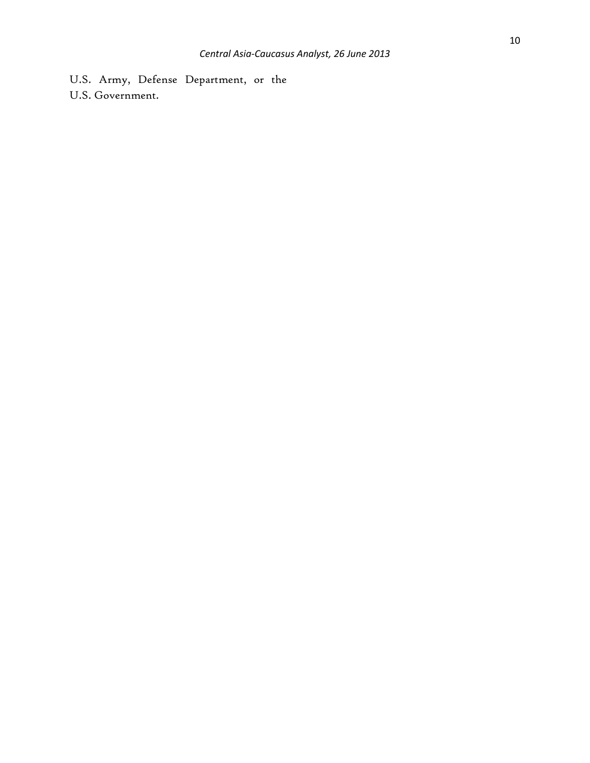U.S. Army, Defense Department, or the U.S. Government.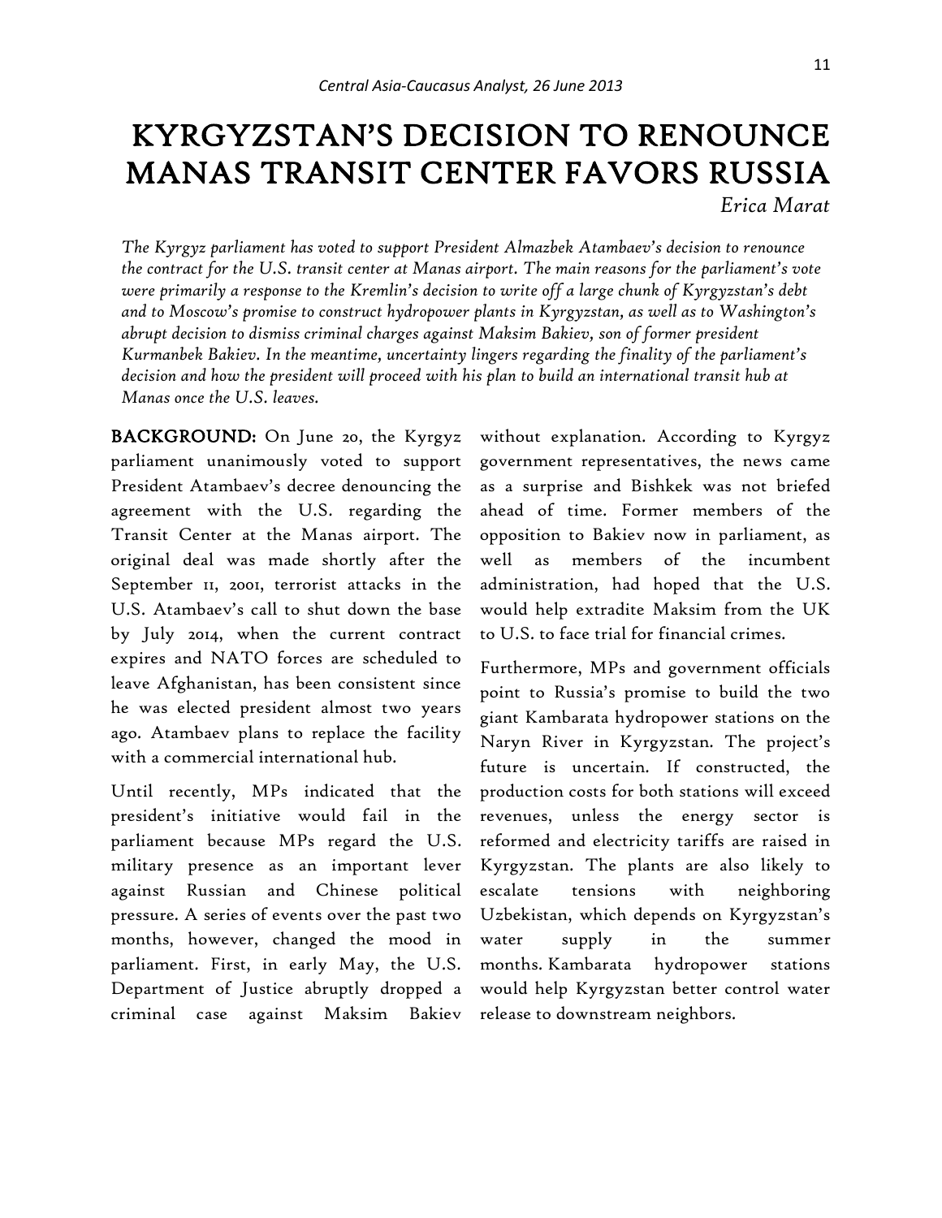# KYRGYZSTAN'S DECISION TO RENOUNCE MANAS TRANSIT CENTER FAVORS RUSSIA

*Erica Marat*

*The Kyrgyz parliament has voted to support President Almazbek Atambaev's decision to renounce the contract for the U.S. transit center at Manas airport. The main reasons for the parliament's vote were primarily a response to the Kremlin's decision to write off a large chunk of Kyrgyzstan's debt and to Moscow's promise to construct hydropower plants in Kyrgyzstan, as well as to Washington's abrupt decision to dismiss criminal charges against Maksim Bakiev, son of former president Kurmanbek Bakiev. In the meantime, uncertainty lingers regarding the finality of the parliament's decision and how the president will proceed with his plan to build an international transit hub at Manas once the U.S. leaves.*

**BACKGROUND:** On June 20, the Kyrgyz parliament unanimously voted to support President Atambaev's decree denouncing the agreement with the U.S. regarding the Transit Center at the Manas airport. The original deal was made shortly after the September 11, 2001, terrorist attacks in the U.S. Atambaev's call to shut down the base by July 2014, when the current contract expires and NATO forces are scheduled to leave Afghanistan, has been consistent since he was elected president almost two years ago. Atambaev plans to replace the facility with a commercial international hub.

Until recently, MPs indicated that the president's initiative would fail in the parliament because MPs regard the U.S. military presence as an important lever against Russian and Chinese political pressure. A series of events over the past two months, however, changed the mood in parliament. First, in early May, the U.S. Department of Justice abruptly dropped a criminal case against Maksim Bakiev without explanation. According to Kyrgyz government representatives, the news came as a surprise and Bishkek was not briefed ahead of time. Former members of the opposition to Bakiev now in parliament, as well as members of the incumbent administration, had hoped that the U.S. would help extradite Maksim from the UK to U.S. to face trial for financial crimes.

Furthermore, MPs and government officials point to Russia's promise to build the two giant Kambarata hydropower stations on the Naryn River in Kyrgyzstan. The project's future is uncertain. If constructed, the production costs for both stations will exceed revenues, unless the energy sector is reformed and electricity tariffs are raised in Kyrgyzstan. The plants are also likely to escalate tensions with neighboring Uzbekistan, which depends on Kyrgyzstan's water supply in the summer months. Kambarata hydropower stations would help Kyrgyzstan better control water release to downstream neighbors.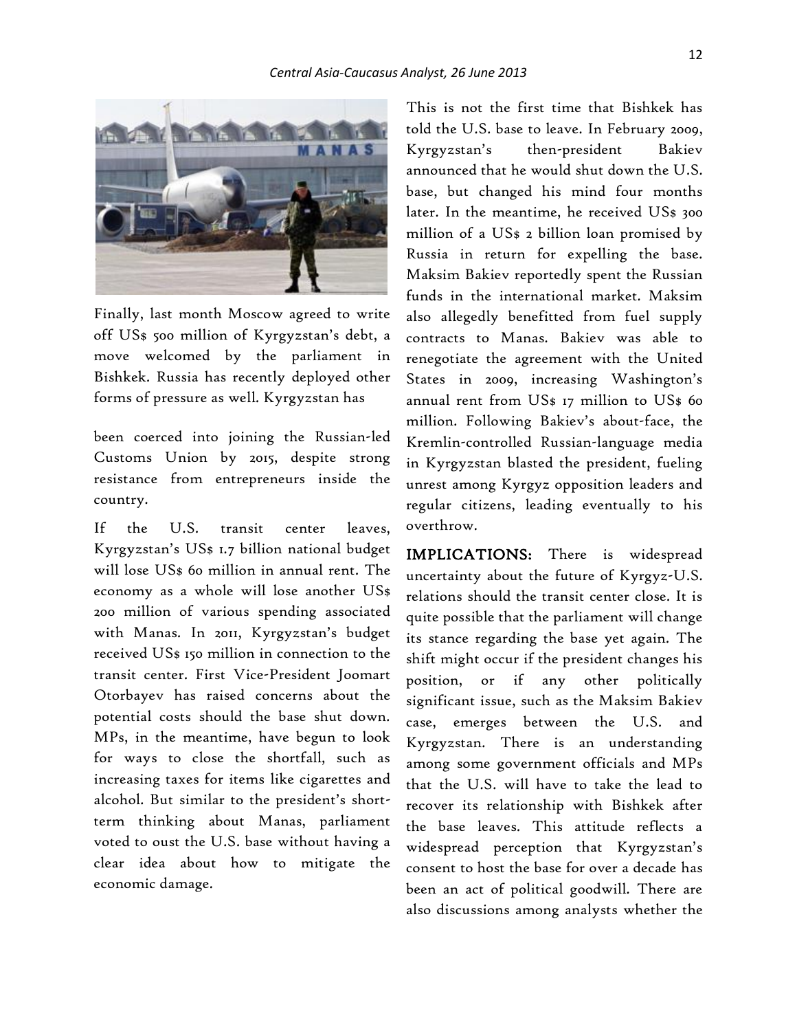Finally, last month Moscow agreed to write off US$ 500 million of Kyrgyzstan's debt, a move welcomed by the parliament in Bishkek. Russia has recently deployed other forms of pressure as well. Kyrgyzstan has been coerced into joining the Russian-led Customs Union by 2015, despite strong resistance from entrepreneurs inside the country.

If the U.S. transit center leaves, Kyrgyzstan's US$ 1.7 billion national budget will lose US$ 60 million in annual rent. The economy as a whole will lose another US$ 200 million of various spending associated with Manas. In 2011, Kyrgyzstan's budget received US$ 150 million in connection to the transit center. First Vice-President Joomart Otorbayev has raised concerns about the potential costs should the base shut down. MPs, in the meantime, have begun to look for ways to close the shortfall, such as increasing taxes for items like cigarettes and alcohol. But similar to the president's short-term thinking about Manas, parliament voted to oust the U.S. base without having a clear idea about how to mitigate the economic damage.

This is not the first time that Bishkek has told the U.S. base to leave. In February 2009, Kyrgyzstan's then-president Bakiev announced that he would shut down the U.S. base, but changed his mind four months later. In the meantime, he received US$ 300 million of a US$ 2 billion loan promised by Russia in return for expelling the base. Maksim Bakiev reportedly spent the Russian funds in the international market. Maksim also allegedly benefitted from fuel supply contracts to Manas. Bakiev was able to renegotiate the agreement with the United States in 2009, increasing Washington's annual rent from US$ 17 million to US$ 60 million. Following Bakiev's about-face, the Kremlin-controlled Russian-language media in Kyrgyzstan blasted the president, fueling unrest among Kyrgyz opposition leaders and regular citizens, leading eventually to his overthrow.

**IMPLICATIONS:** There is widespread uncertainty about the future of Kyrgyz-U.S. relations should the transit center close. It is quite possible that the parliament will change its stance regarding the base yet again. The shift might occur if the president changes his position, or if any other politically significant issue, such as the Maksim Bakiev case, emerges between the U.S. and Kyrgyzstan. There is an understanding among some government officials and MPs that the U.S. will have to take the lead to recover its relationship with Bishkek after the base leaves. This attitude reflects a widespread perception that Kyrgyzstan's consent to host the base for over a decade has been an act of political goodwill. There are also discussions among analysts whether the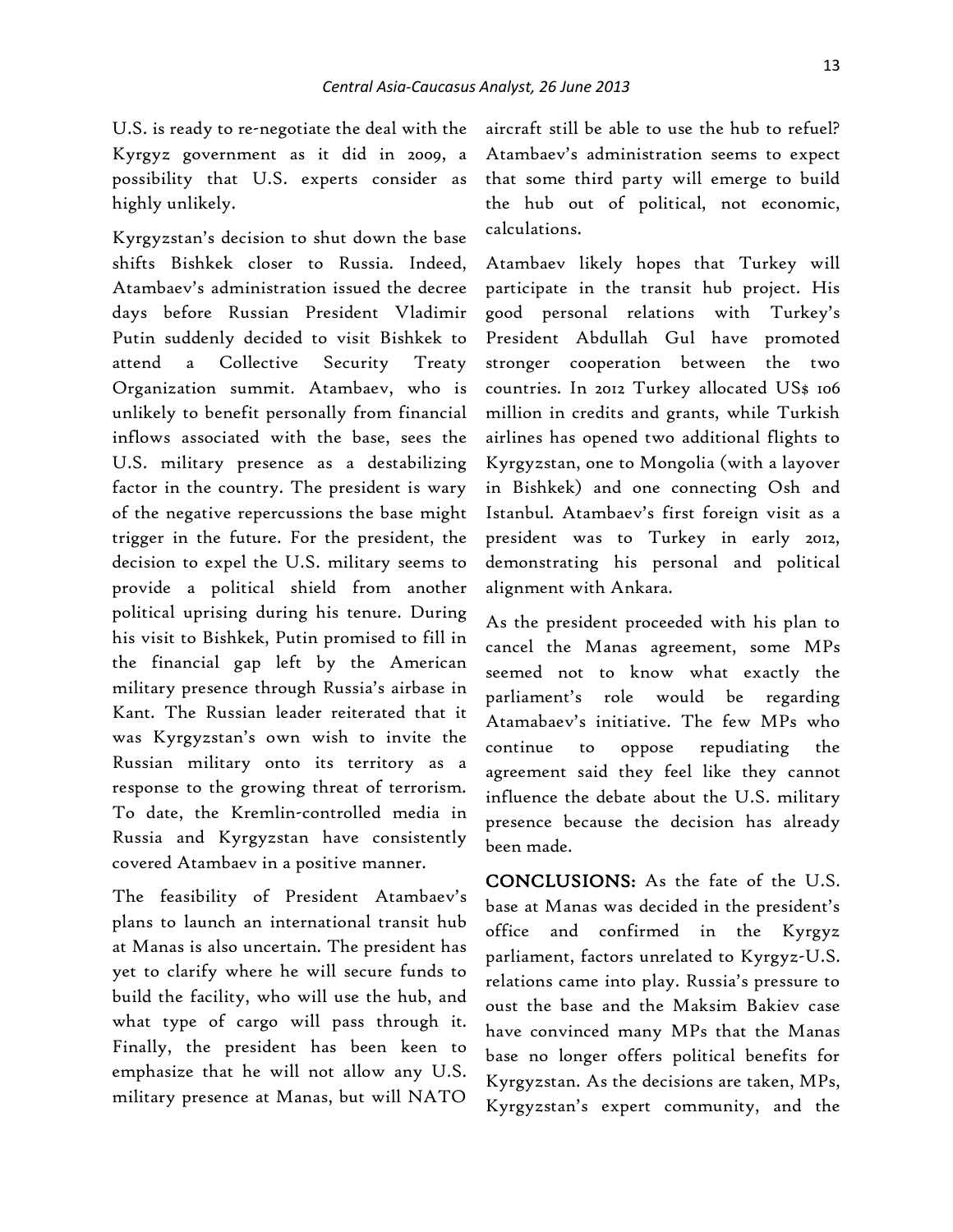U.S. is ready to re-negotiate the deal with the Kyrgyz government as it did in 2009, a possibility that U.S. experts consider as highly unlikely.

Kyrgyzstan's decision to shut down the base shifts Bishkek closer to Russia. Indeed, Atambaev's administration issued the decree days before Russian President Vladimir Putin suddenly decided to visit Bishkek to attend a Collective Security Treaty Organization summit. Atambaev, who is unlikely to benefit personally from financial inflows associated with the base, sees the U.S. military presence as a destabilizing factor in the country. The president is wary of the negative repercussions the base might trigger in the future. For the president, the decision to expel the U.S. military seems to provide a political shield from another political uprising during his tenure. During his visit to Bishkek, Putin promised to fill in the financial gap left by the American military presence through Russia's airbase in Kant. The Russian leader reiterated that it was Kyrgyzstan's own wish to invite the Russian military onto its territory as a response to the growing threat of terrorism. To date, the Kremlin-controlled media in Russia and Kyrgyzstan have consistently covered Atambaev in a positive manner.

The feasibility of President Atambaev's plans to launch an international transit hub at Manas is also uncertain. The president has yet to clarify where he will secure funds to build the facility, who will use the hub, and what type of cargo will pass through it. Finally, the president has been keen to emphasize that he will not allow any U.S. military presence at Manas, but will NATO aircraft still be able to use the hub to refuel? Atambaev's administration seems to expect that some third party will emerge to build the hub out of political, not economic, calculations.

Atambaev likely hopes that Turkey will participate in the transit hub project. His good personal relations with Turkey's President Abdullah Gul have promoted stronger cooperation between the two countries. In 2012 Turkey allocated US$ 106 million in credits and grants, while Turkish airlines has opened two additional flights to Kyrgyzstan, one to Mongolia (with a layover in Bishkek) and one connecting Osh and Istanbul. Atambaev's first foreign visit as a president was to Turkey in early 2012, demonstrating his personal and political alignment with Ankara.

As the president proceeded with his plan to cancel the Manas agreement, some MPs seemed not to know what exactly the parliament's role would be regarding Atamabaev's initiative. The few MPs who continue to oppose repudiating the agreement said they feel like they cannot influence the debate about the U.S. military presence because the decision has already been made.

**CONCLUSIONS:** As the fate of the U.S. base at Manas was decided in the president's office and confirmed in the Kyrgyz parliament, factors unrelated to Kyrgyz-U.S. relations came into play. Russia's pressure to oust the base and the Maksim Bakiev case have convinced many MPs that the Manas base no longer offers political benefits for Kyrgyzstan. As the decisions are taken, MPs, Kyrgyzstan's expert community, and the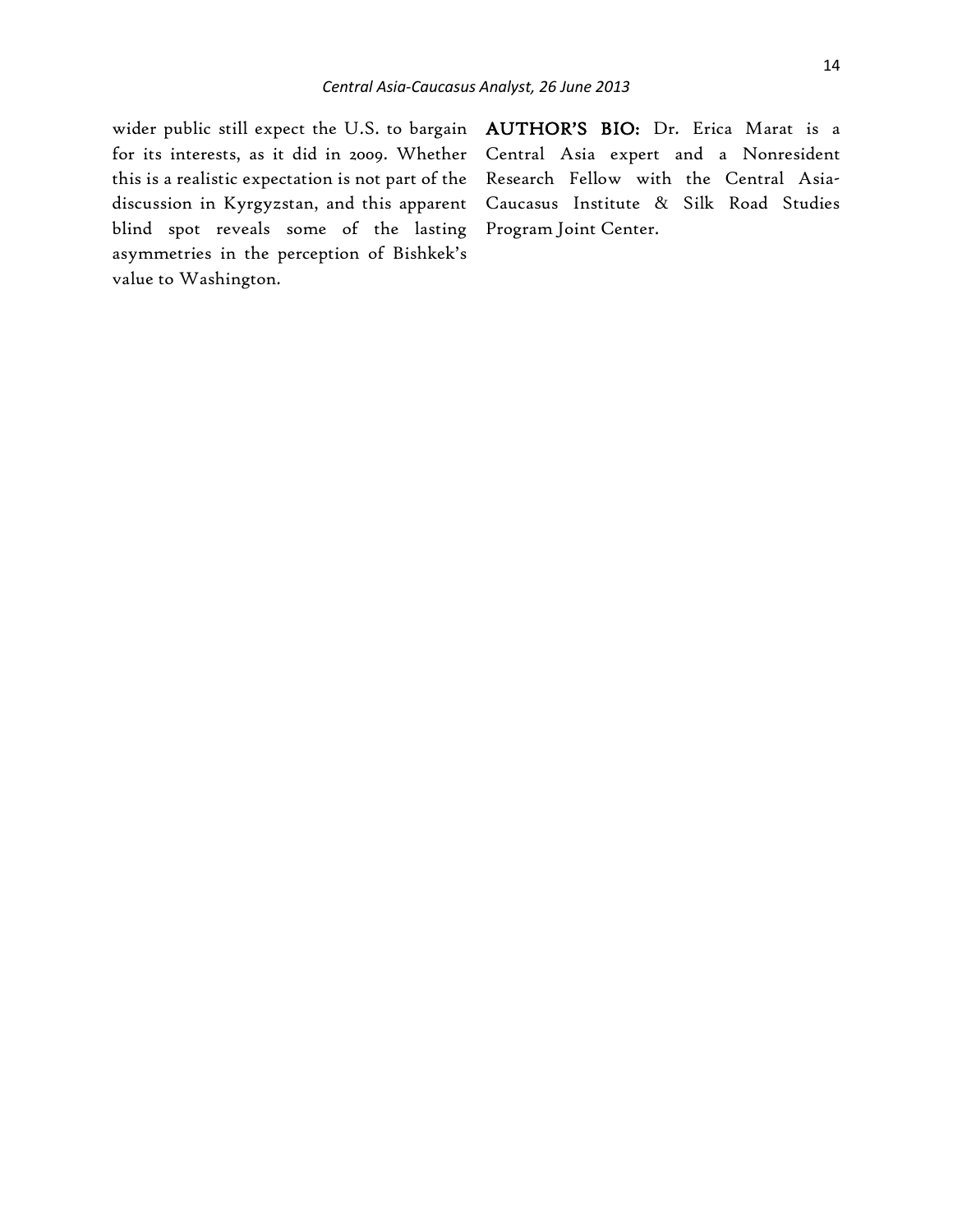wider public still expect the U.S. to bargain for its interests, as it did in 2009. Whether this is a realistic expectation is not part of the discussion in Kyrgyzstan, and this apparent blind spot reveals some of the lasting asymmetries in the perception of Bishkek's value to Washington.

**AUTHOR'S BIO:** Dr. Erica Marat is a Central Asia expert and a Nonresident Research Fellow with the Central Asia-Caucasus Institute & Silk Road Studies Program Joint Center.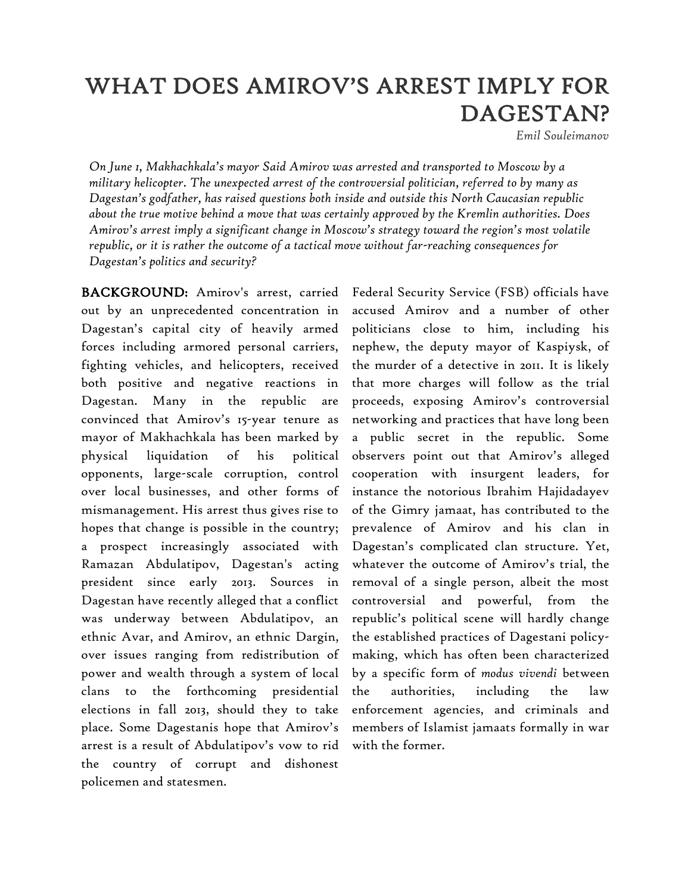# WHAT DOES AMIROV'S ARREST IMPLY FOR DAGESTAN?

*Emil Souleimanov*

*On June 1, Makhachkala's mayor Said Amirov was arrested and transported to Moscow by a military helicopter. The unexpected arrest of the controversial politician, referred to by many as Dagestan's godfather, has raised questions both inside and outside this North Caucasian republic about the true motive behind a move that was certainly approved by the Kremlin authorities. Does Amirov's arrest imply a significant change in Moscow's strategy toward the region's most volatile republic, or it is rather the outcome of a tactical move without far-reaching consequences for Dagestan's politics and security?*

**BACKGROUND:** Amirov's arrest, carried out by an unprecedented concentration in Dagestan's capital city of heavily armed forces including armored personal carriers, fighting vehicles, and helicopters, received both positive and negative reactions in Dagestan. Many in the republic are convinced that Amirov's 15-year tenure as mayor of Makhachkala has been marked by physical liquidation of his political opponents, large-scale corruption, control over local businesses, and other forms of mismanagement. His arrest thus gives rise to hopes that change is possible in the country; a prospect increasingly associated with Ramazan Abdulatipov, Dagestan's acting president since early 2013. Sources in Dagestan have recently alleged that a conflict was underway between Abdulatipov, an ethnic Avar, and Amirov, an ethnic Dargin, over issues ranging from redistribution of power and wealth through a system of local clans to the forthcoming presidential elections in fall 2013, should they to take place. Some Dagestanis hope that Amirov's arrest is a result of Abdulatipov's vow to rid the country of corrupt and dishonest policemen and statesmen.

Federal Security Service (FSB) officials have accused Amirov and a number of other politicians close to him, including his nephew, the deputy mayor of Kaspiysk, of the murder of a detective in 2011. It is likely that more charges will follow as the trial proceeds, exposing Amirov's controversial networking and practices that have long been a public secret in the republic. Some observers point out that Amirov's alleged cooperation with insurgent leaders, for instance the notorious Ibrahim Hajidadayev of the Gimry jamaat, has contributed to the prevalence of Amirov and his clan in Dagestan's complicated clan structure. Yet, whatever the outcome of Amirov's trial, the removal of a single person, albeit the most controversial and powerful, from the republic's political scene will hardly change the established practices of Dagestani policy-making, which has often been characterized by a specific form of *modus vivendi* between the authorities, including the law enforcement agencies, and criminals and members of Islamist jamaats formally in war with the former.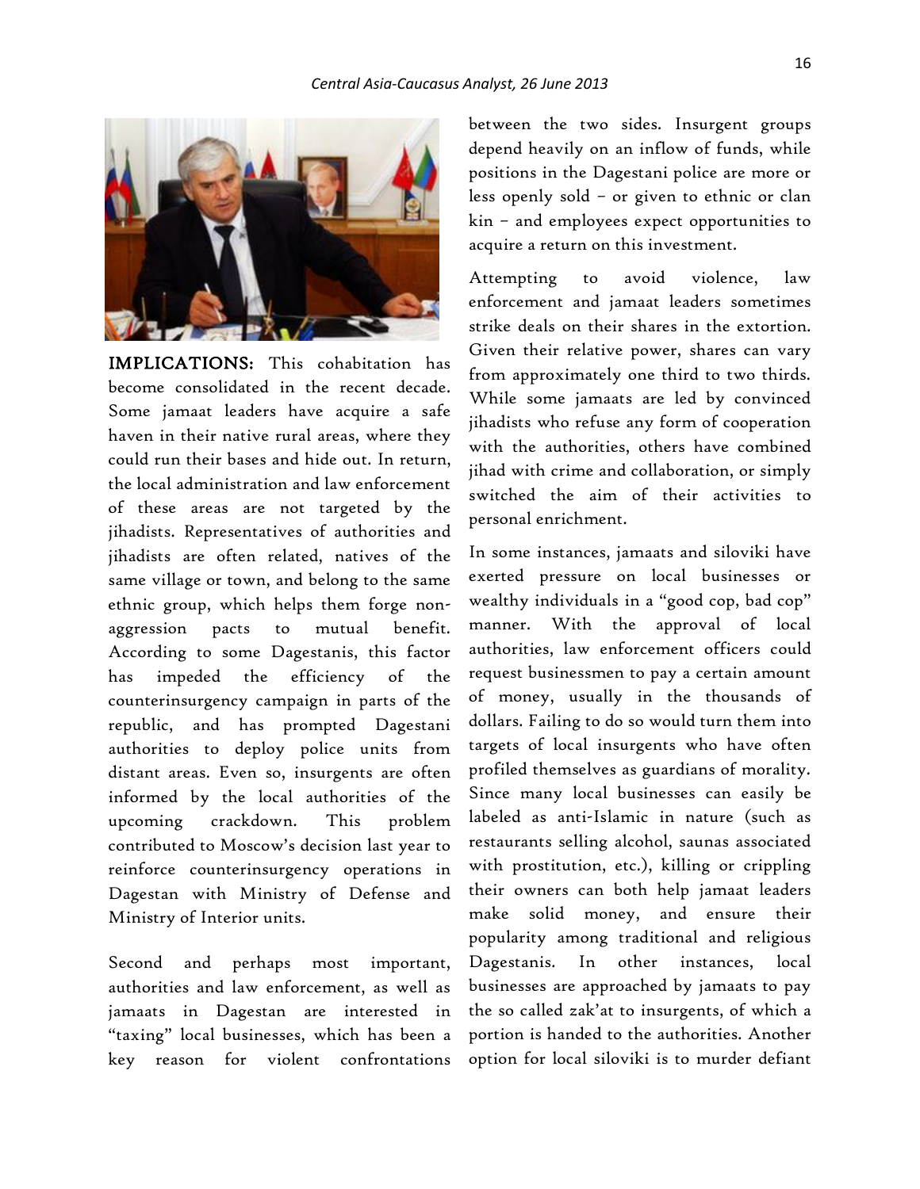**IMPLICATIONS:** This cohabitation has become consolidated in the recent decade. Some jamaat leaders have acquire a safe haven in their native rural areas, where they could run their bases and hide out. In return, the local administration and law enforcement of these areas are not targeted by the jihadists. Representatives of authorities and jihadists are often related, natives of the same village or town, and belong to the same ethnic group, which helps them forge non-aggression pacts to mutual benefit. According to some Dagestanis, this factor has impeded the efficiency of the counterinsurgency campaign in parts of the republic, and has prompted Dagestani authorities to deploy police units from distant areas. Even so, insurgents are often informed by the local authorities of the upcoming crackdown. This problem contributed to Moscow's decision last year to reinforce counterinsurgency operations in Dagestan with Ministry of Defense and Ministry of Interior units.

Second and perhaps most important, authorities and law enforcement, as well as jamaats in Dagestan are interested in "taxing" local businesses, which has been a key reason for violent confrontations between the two sides. Insurgent groups depend heavily on an inflow of funds, while positions in the Dagestani police are more or less openly sold – or given to ethnic or clan kin – and employees expect opportunities to acquire a return on this investment.

Attempting to avoid violence, law enforcement and jamaat leaders sometimes strike deals on their shares in the extortion. Given their relative power, shares can vary from approximately one third to two thirds. While some jamaats are led by convinced jihadists who refuse any form of cooperation with the authorities, others have combined jihad with crime and collaboration, or simply switched the aim of their activities to personal enrichment.

In some instances, jamaats and siloviki have exerted pressure on local businesses or wealthy individuals in a "good cop, bad cop" manner. With the approval of local authorities, law enforcement officers could request businessmen to pay a certain amount of money, usually in the thousands of dollars. Failing to do so would turn them into targets of local insurgents who have often profiled themselves as guardians of morality. Since many local businesses can easily be labeled as anti-Islamic in nature (such as restaurants selling alcohol, saunas associated with prostitution, etc.), killing or crippling their owners can both help jamaat leaders make solid money, and ensure their popularity among traditional and religious Dagestanis. In other instances, local businesses are approached by jamaats to pay the so called zak'at to insurgents, of which a portion is handed to the authorities. Another option for local siloviki is to murder defiant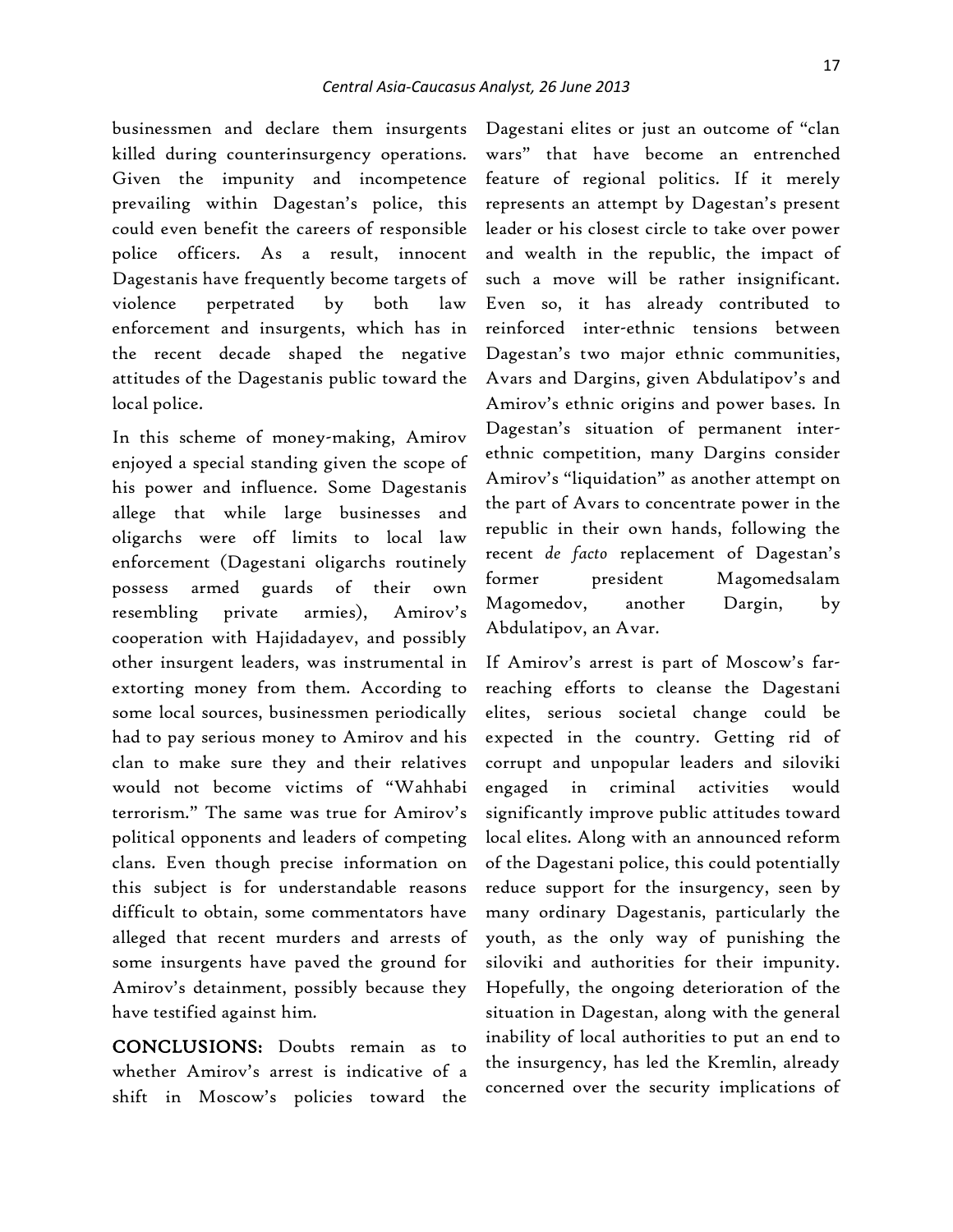businessmen and declare them insurgents killed during counterinsurgency operations. Given the impunity and incompetence prevailing within Dagestan's police, this could even benefit the careers of responsible police officers. As a result, innocent Dagestanis have frequently become targets of violence perpetrated by both law enforcement and insurgents, which has in the recent decade shaped the negative attitudes of the Dagestanis public toward the local police.

In this scheme of money-making, Amirov enjoyed a special standing given the scope of his power and influence. Some Dagestanis allege that while large businesses and oligarchs were off limits to local law enforcement (Dagestani oligarchs routinely possess armed guards of their own resembling private armies), Amirov's cooperation with Hajidadayev, and possibly other insurgent leaders, was instrumental in extorting money from them. According to some local sources, businessmen periodically had to pay serious money to Amirov and his clan to make sure they and their relatives would not become victims of "Wahhabi terrorism." The same was true for Amirov's political opponents and leaders of competing clans. Even though precise information on this subject is for understandable reasons difficult to obtain, some commentators have alleged that recent murders and arrests of some insurgents have paved the ground for Amirov's detainment, possibly because they have testified against him.

**CONCLUSIONS:** Doubts remain as to whether Amirov's arrest is indicative of a shift in Moscow's policies toward the Dagestani elites or just an outcome of "clan wars" that have become an entrenched feature of regional politics. If it merely represents an attempt by Dagestan's present leader or his closest circle to take over power and wealth in the republic, the impact of such a move will be rather insignificant. Even so, it has already contributed to reinforced inter-ethnic tensions between Dagestan's two major ethnic communities, Avars and Dargins, given Abdulatipov's and Amirov's ethnic origins and power bases. In Dagestan's situation of permanent inter-ethnic competition, many Dargins consider Amirov's "liquidation" as another attempt on the part of Avars to concentrate power in the republic in their own hands, following the recent *de facto* replacement of Dagestan's former president Magomedsalam Magomedov, another Dargin, by Abdulatipov, an Avar.

If Amirov's arrest is part of Moscow's far-reaching efforts to cleanse the Dagestani elites, serious societal change could be expected in the country. Getting rid of corrupt and unpopular leaders and siloviki engaged in criminal activities would significantly improve public attitudes toward local elites. Along with an announced reform of the Dagestani police, this could potentially reduce support for the insurgency, seen by many ordinary Dagestanis, particularly the youth, as the only way of punishing the siloviki and authorities for their impunity. Hopefully, the ongoing deterioration of the situation in Dagestan, along with the general inability of local authorities to put an end to the insurgency, has led the Kremlin, already concerned over the security implications of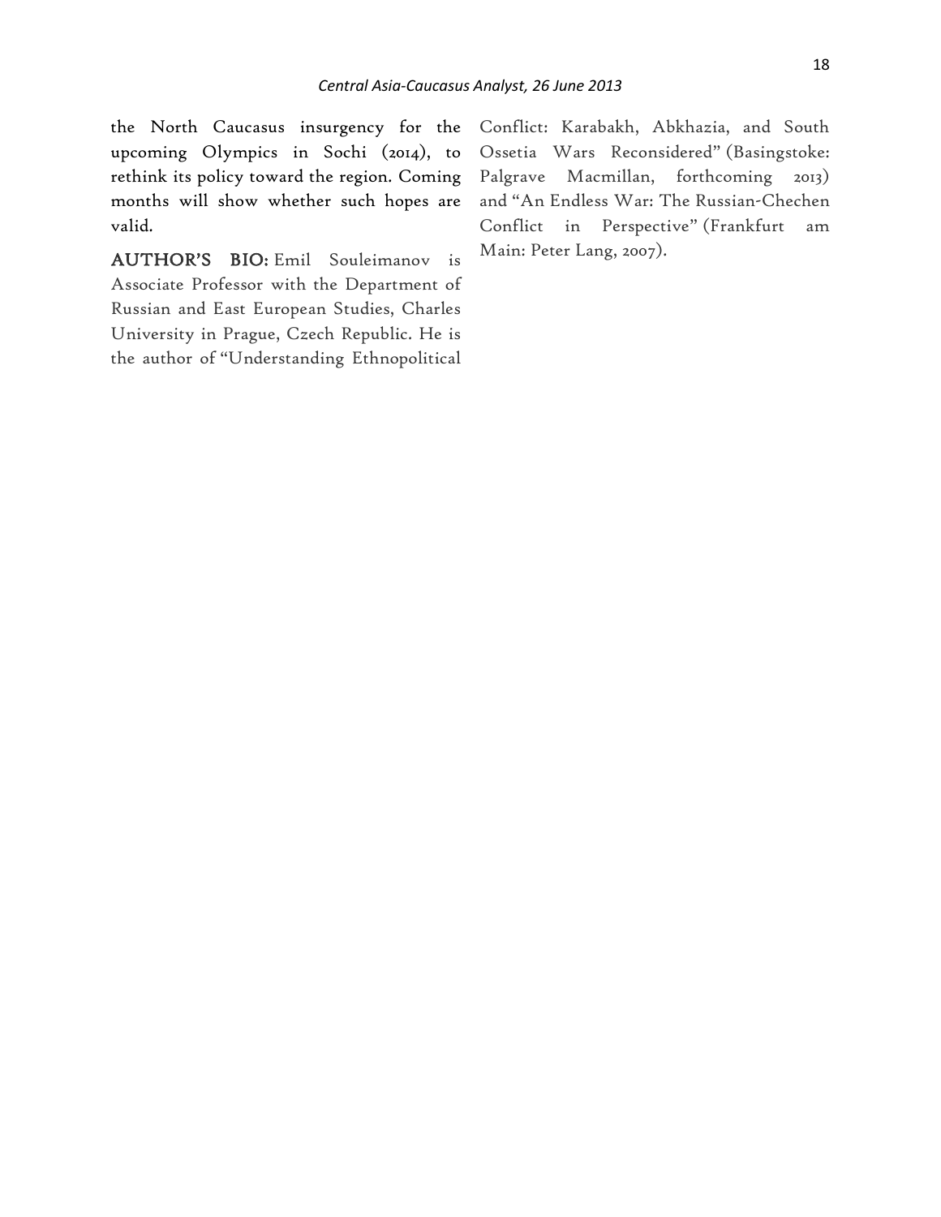the North Caucasus insurgency for the upcoming Olympics in Sochi (2014), to rethink its policy toward the region. Coming months will show whether such hopes are valid.

**AUTHOR'S BIO:** Emil Souleimanov is Associate Professor with the Department of Russian and East European Studies, Charles University in Prague, Czech Republic. He is the author of "Understanding Ethnopolitical Conflict: Karabakh, Abkhazia, and South Ossetia Wars Reconsidered" (Basingstoke: Palgrave Macmillan, forthcoming 2013) and "An Endless War: The Russian-Chechen Conflict in Perspective" (Frankfurt am Main: Peter Lang, 2007).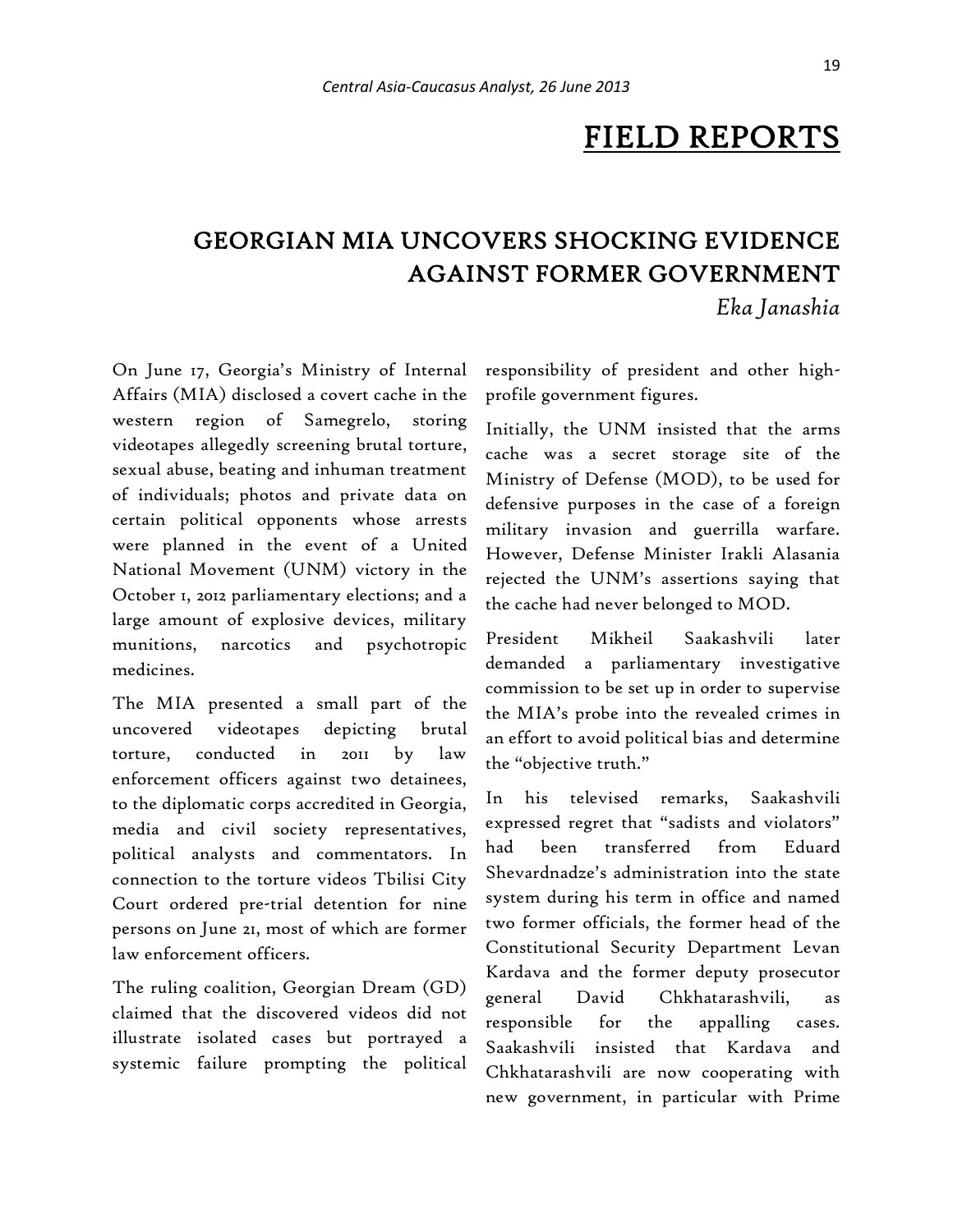# FIELD REPORTS

## GEORGIAN MIA UNCOVERS SHOCKING EVIDENCE AGAINST FORMER GOVERNMENT

*Eka Janashia*

On June 17, Georgia's Ministry of Internal Affairs (MIA) disclosed a covert cache in the western region of Samegrelo, storing videotapes allegedly screening brutal torture, sexual abuse, beating and inhuman treatment of individuals; photos and private data on certain political opponents whose arrests were planned in the event of a United National Movement (UNM) victory in the October 1, 2012 parliamentary elections; and a large amount of explosive devices, military munitions, narcotics and psychotropic medicines.

The MIA presented a small part of the uncovered videotapes depicting brutal torture, conducted in 2011 by law enforcement officers against two detainees, to the diplomatic corps accredited in Georgia, media and civil society representatives, political analysts and commentators. In connection to the torture videos Tbilisi City Court ordered pre-trial detention for nine persons on June 21, most of which are former law enforcement officers.

The ruling coalition, Georgian Dream (GD) claimed that the discovered videos did not illustrate isolated cases but portrayed a systemic failure prompting the political responsibility of president and other high-profile government figures.

Initially, the UNM insisted that the arms cache was a secret storage site of the Ministry of Defense (MOD), to be used for defensive purposes in the case of a foreign military invasion and guerrilla warfare. However, Defense Minister Irakli Alasania rejected the UNM's assertions saying that the cache had never belonged to MOD.

President Mikheil Saakashvili later demanded a parliamentary investigative commission to be set up in order to supervise the MIA's probe into the revealed crimes in an effort to avoid political bias and determine the "objective truth."

In his televised remarks, Saakashvili expressed regret that "sadists and violators" had been transferred from Eduard Shevardnadze's administration into the state system during his term in office and named two former officials, the former head of the Constitutional Security Department Levan Kardava and the former deputy prosecutor general David Chkhatarashvili, as responsible for the appalling cases. Saakashvili insisted that Kardava and Chkhatarashvili are now cooperating with new government, in particular with Prime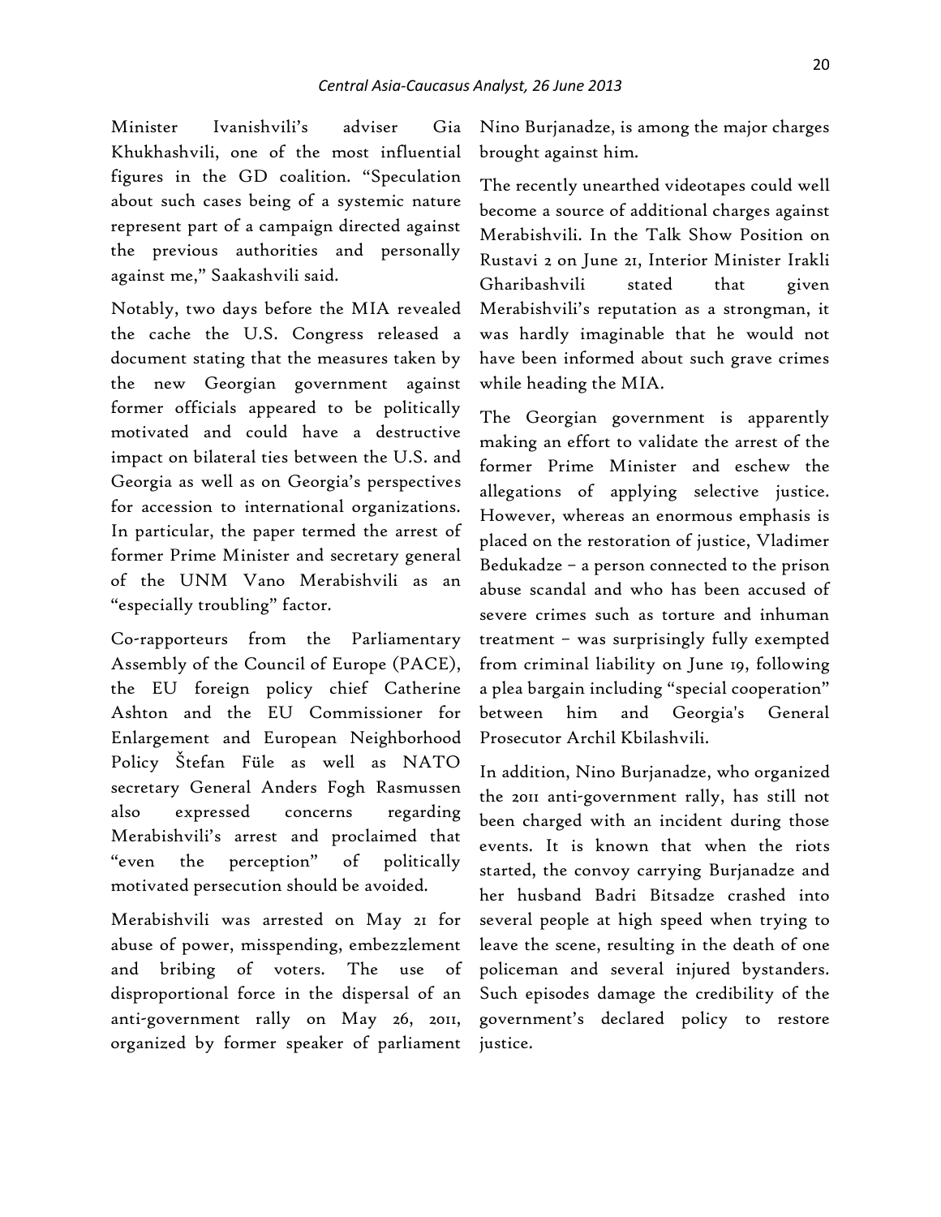Minister Ivanishvili's adviser Gia Khukhashvili, one of the most influential figures in the GD coalition. "Speculation about such cases being of a systemic nature represent part of a campaign directed against the previous authorities and personally against me," Saakashvili said.

Notably, two days before the MIA revealed the cache the U.S. Congress released a document stating that the measures taken by the new Georgian government against former officials appeared to be politically motivated and could have a destructive impact on bilateral ties between the U.S. and Georgia as well as on Georgia's perspectives for accession to international organizations. In particular, the paper termed the arrest of former Prime Minister and secretary general of the UNM Vano Merabishvili as an "especially troubling" factor.

Co-rapporteurs from the Parliamentary Assembly of the Council of Europe (PACE), the EU foreign policy chief Catherine Ashton and the EU Commissioner for Enlargement and European Neighborhood Policy Štefan Füle as well as NATO secretary General Anders Fogh Rasmussen also expressed concerns regarding Merabishvili's arrest and proclaimed that "even the perception" of politically motivated persecution should be avoided.

Merabishvili was arrested on May 21 for abuse of power, misspending, embezzlement and bribing of voters. The use of disproportional force in the dispersal of an anti-government rally on May 26, 2011, organized by former speaker of parliament Nino Burjanadze, is among the major charges brought against him.

The recently unearthed videotapes could well become a source of additional charges against Merabishvili. In the Talk Show Position on Rustavi 2 on June 21, Interior Minister Irakli Gharibashvili stated that given Merabishvili's reputation as a strongman, it was hardly imaginable that he would not have been informed about such grave crimes while heading the MIA.

The Georgian government is apparently making an effort to validate the arrest of the former Prime Minister and eschew the allegations of applying selective justice. However, whereas an enormous emphasis is placed on the restoration of justice, Vladimer Bedukadze – a person connected to the prison abuse scandal and who has been accused of severe crimes such as torture and inhuman treatment – was surprisingly fully exempted from criminal liability on June 19, following a plea bargain including "special cooperation" between him and Georgia's General Prosecutor Archil Kbilashvili.

In addition, Nino Burjanadze, who organized the 2011 anti-government rally, has still not been charged with an incident during those events. It is known that when the riots started, the convoy carrying Burjanadze and her husband Badri Bitsadze crashed into several people at high speed when trying to leave the scene, resulting in the death of one policeman and several injured bystanders. Such episodes damage the credibility of the government's declared policy to restore justice.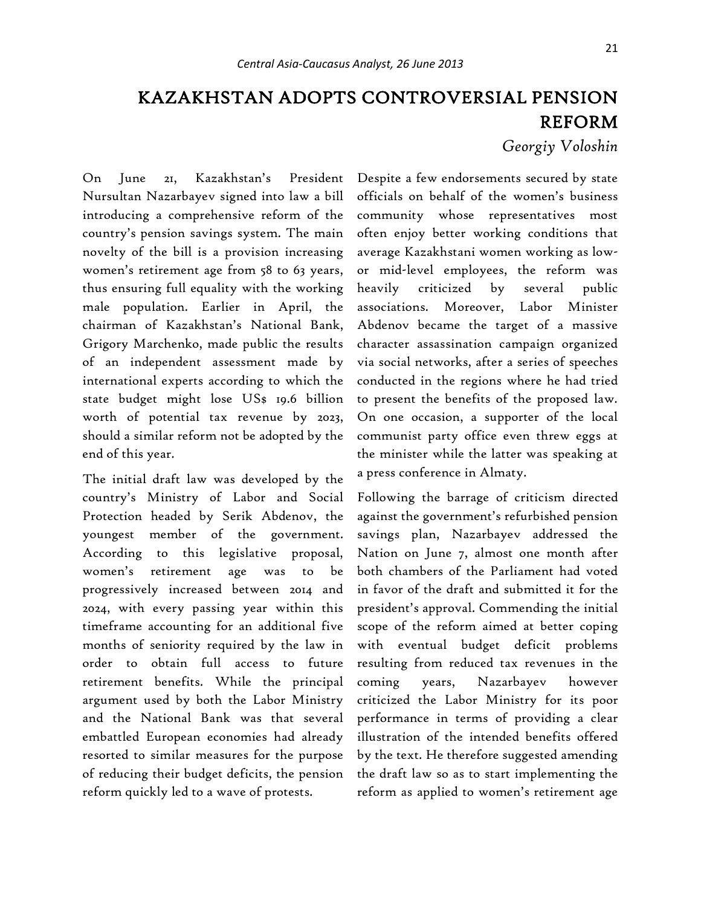# KAZAKHSTAN ADOPTS CONTROVERSIAL PENSION REFORM

*Georgiy Voloshin*

On June 21, Kazakhstan's President Nursultan Nazarbayev signed into law a bill introducing a comprehensive reform of the country's pension savings system. The main novelty of the bill is a provision increasing women's retirement age from 58 to 63 years, thus ensuring full equality with the working male population. Earlier in April, the chairman of Kazakhstan's National Bank, Grigory Marchenko, made public the results of an independent assessment made by international experts according to which the state budget might lose US$ 19.6 billion worth of potential tax revenue by 2023, should a similar reform not be adopted by the end of this year.

The initial draft law was developed by the country's Ministry of Labor and Social Protection headed by Serik Abdenov, the youngest member of the government. According to this legislative proposal, women's retirement age was to be progressively increased between 2014 and 2024, with every passing year within this timeframe accounting for an additional five months of seniority required by the law in order to obtain full access to future retirement benefits. While the principal argument used by both the Labor Ministry and the National Bank was that several embattled European economies had already resorted to similar measures for the purpose of reducing their budget deficits, the pension reform quickly led to a wave of protests.

Despite a few endorsements secured by state officials on behalf of the women's business community whose representatives most often enjoy better working conditions that average Kazakhstani women working as low- or mid-level employees, the reform was heavily criticized by several public associations. Moreover, Labor Minister Abdenov became the target of a massive character assassination campaign organized via social networks, after a series of speeches conducted in the regions where he had tried to present the benefits of the proposed law. On one occasion, a supporter of the local communist party office even threw eggs at the minister while the latter was speaking at a press conference in Almaty.

Following the barrage of criticism directed against the government's refurbished pension savings plan, Nazarbayev addressed the Nation on June 7, almost one month after both chambers of the Parliament had voted in favor of the draft and submitted it for the president's approval. Commending the initial scope of the reform aimed at better coping with eventual budget deficit problems resulting from reduced tax revenues in the coming years, Nazarbayev however criticized the Labor Ministry for its poor performance in terms of providing a clear illustration of the intended benefits offered by the text. He therefore suggested amending the draft law so as to start implementing the reform as applied to women's retirement age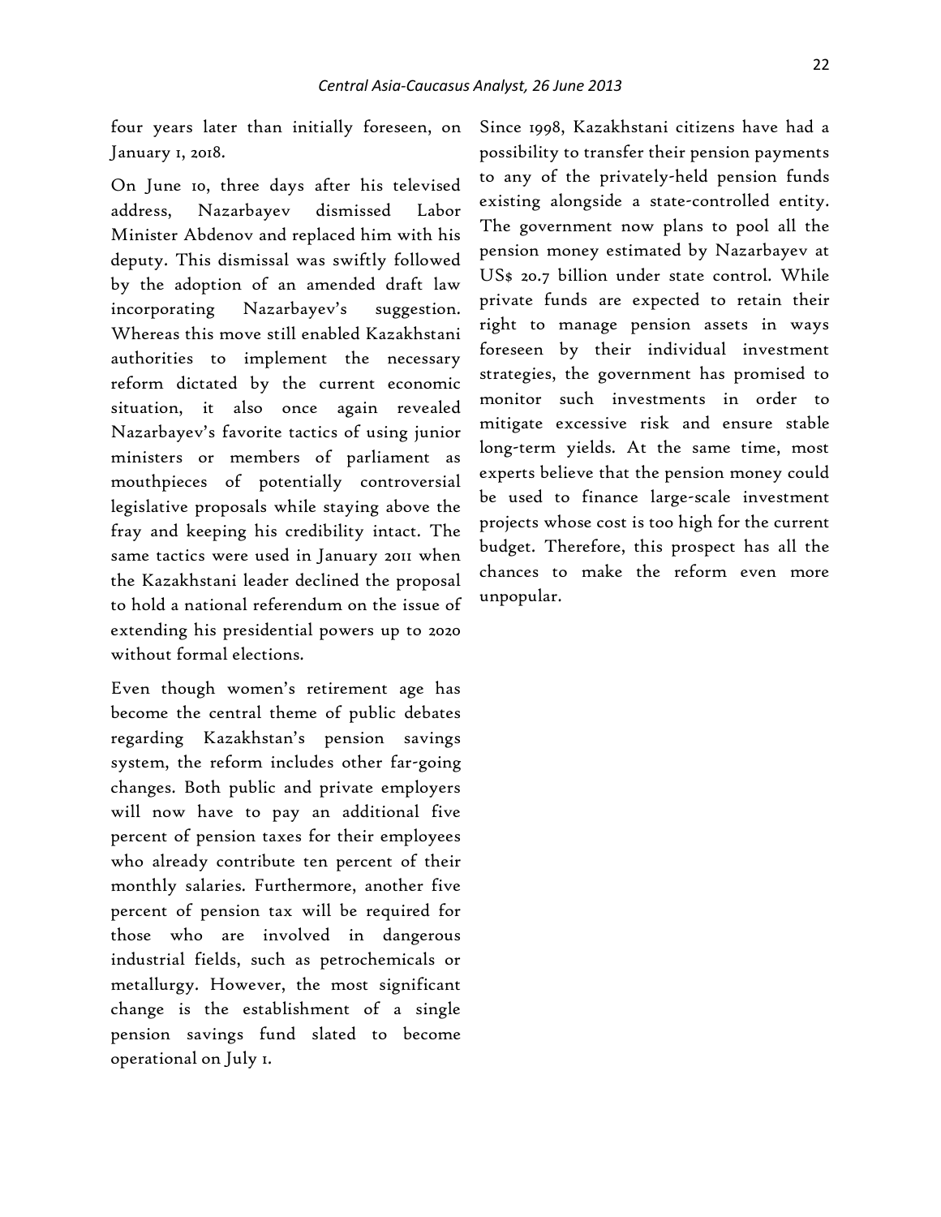four years later than initially foreseen, on January 1, 2018.

On June 10, three days after his televised address, Nazarbayev dismissed Labor Minister Abdenov and replaced him with his deputy. This dismissal was swiftly followed by the adoption of an amended draft law incorporating Nazarbayev's suggestion. Whereas this move still enabled Kazakhstani authorities to implement the necessary reform dictated by the current economic situation, it also once again revealed Nazarbayev's favorite tactics of using junior ministers or members of parliament as mouthpieces of potentially controversial legislative proposals while staying above the fray and keeping his credibility intact. The same tactics were used in January 2011 when the Kazakhstani leader declined the proposal to hold a national referendum on the issue of extending his presidential powers up to 2020 without formal elections.

Even though women's retirement age has become the central theme of public debates regarding Kazakhstan's pension savings system, the reform includes other far-going changes. Both public and private employers will now have to pay an additional five percent of pension taxes for their employees who already contribute ten percent of their monthly salaries. Furthermore, another five percent of pension tax will be required for those who are involved in dangerous industrial fields, such as petrochemicals or metallurgy. However, the most significant change is the establishment of a single pension savings fund slated to become operational on July 1.

Since 1998, Kazakhstani citizens have had a possibility to transfer their pension payments to any of the privately-held pension funds existing alongside a state-controlled entity. The government now plans to pool all the pension money estimated by Nazarbayev at US$ 20.7 billion under state control. While private funds are expected to retain their right to manage pension assets in ways foreseen by their individual investment strategies, the government has promised to monitor such investments in order to mitigate excessive risk and ensure stable long-term yields. At the same time, most experts believe that the pension money could be used to finance large-scale investment projects whose cost is too high for the current budget. Therefore, this prospect has all the chances to make the reform even more unpopular.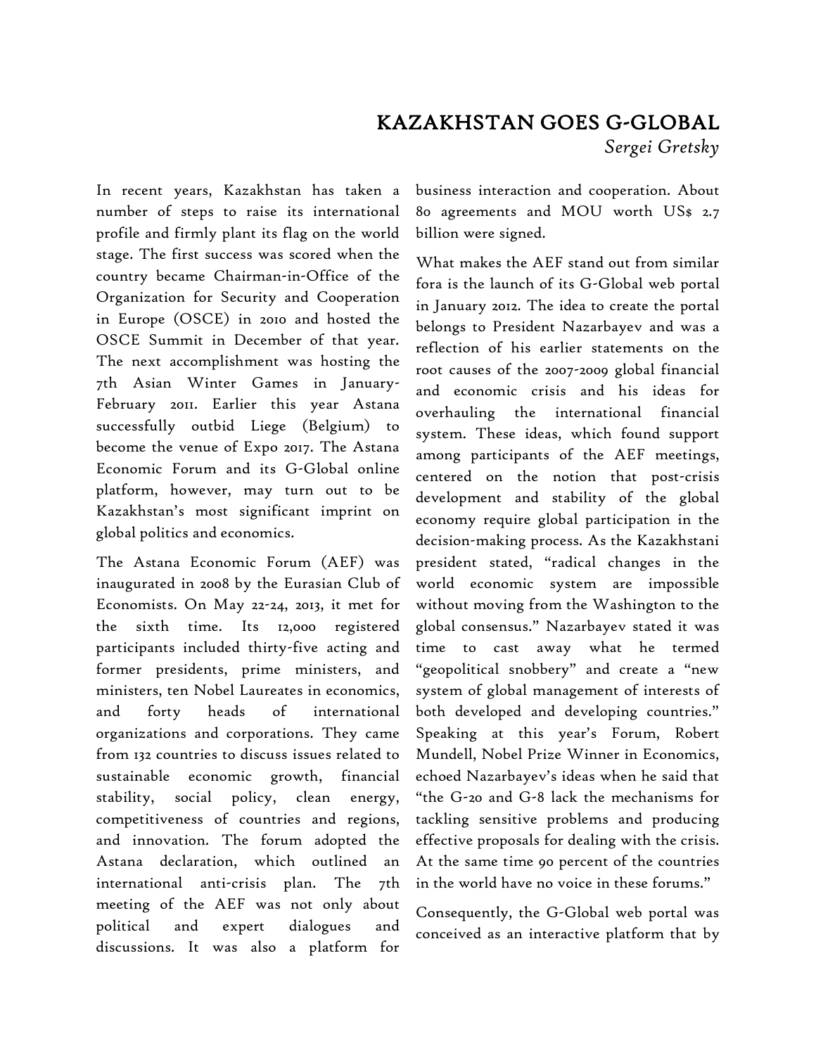# KAZAKHSTAN GOES G-GLOBAL

*Sergei Gretsky*

In recent years, Kazakhstan has taken a number of steps to raise its international profile and firmly plant its flag on the world stage. The first success was scored when the country became Chairman-in-Office of the Organization for Security and Cooperation in Europe (OSCE) in 2010 and hosted the OSCE Summit in December of that year. The next accomplishment was hosting the 7th Asian Winter Games in January-February 2011. Earlier this year Astana successfully outbid Liege (Belgium) to become the venue of Expo 2017. The Astana Economic Forum and its G-Global online platform, however, may turn out to be Kazakhstan's most significant imprint on global politics and economics.

The Astana Economic Forum (AEF) was inaugurated in 2008 by the Eurasian Club of Economists. On May 22-24, 2013, it met for the sixth time. Its 12,000 registered participants included thirty-five acting and former presidents, prime ministers, and ministers, ten Nobel Laureates in economics, and forty heads of international organizations and corporations. They came from 132 countries to discuss issues related to sustainable economic growth, financial stability, social policy, clean energy, competitiveness of countries and regions, and innovation. The forum adopted the Astana declaration, which outlined an international anti-crisis plan. The 7th meeting of the AEF was not only about political and expert dialogues and discussions. It was also a platform for business interaction and cooperation. About 80 agreements and MOU worth US$ 2.7 billion were signed.

What makes the AEF stand out from similar fora is the launch of its G-Global web portal in January 2012. The idea to create the portal belongs to President Nazarbayev and was a reflection of his earlier statements on the root causes of the 2007-2009 global financial and economic crisis and his ideas for overhauling the international financial system. These ideas, which found support among participants of the AEF meetings, centered on the notion that post-crisis development and stability of the global economy require global participation in the decision-making process. As the Kazakhstani president stated, "radical changes in the world economic system are impossible without moving from the Washington to the global consensus." Nazarbayev stated it was time to cast away what he termed "geopolitical snobbery" and create a "new system of global management of interests of both developed and developing countries." Speaking at this year's Forum, Robert Mundell, Nobel Prize Winner in Economics, echoed Nazarbayev's ideas when he said that "the G-20 and G-8 lack the mechanisms for tackling sensitive problems and producing effective proposals for dealing with the crisis. At the same time 90 percent of the countries in the world have no voice in these forums."

Consequently, the G-Global web portal was conceived as an interactive platform that by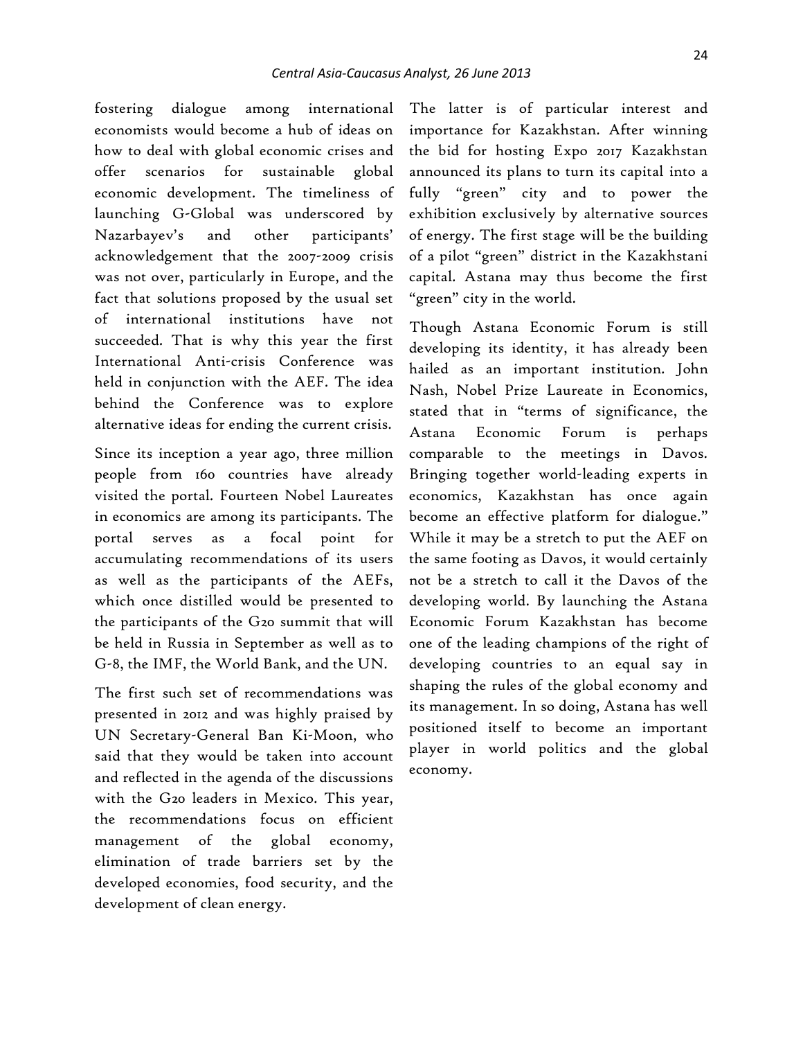fostering dialogue among international economists would become a hub of ideas on how to deal with global economic crises and offer scenarios for sustainable global economic development. The timeliness of launching G-Global was underscored by Nazarbayev's and other participants' acknowledgement that the 2007-2009 crisis was not over, particularly in Europe, and the fact that solutions proposed by the usual set of international institutions have not succeeded. That is why this year the first International Anti-crisis Conference was held in conjunction with the AEF. The idea behind the Conference was to explore alternative ideas for ending the current crisis.

Since its inception a year ago, three million people from 160 countries have already visited the portal. Fourteen Nobel Laureates in economics are among its participants. The portal serves as a focal point for accumulating recommendations of its users as well as the participants of the AEFs, which once distilled would be presented to the participants of the G20 summit that will be held in Russia in September as well as to G-8, the IMF, the World Bank, and the UN.

The first such set of recommendations was presented in 2012 and was highly praised by UN Secretary-General Ban Ki-Moon, who said that they would be taken into account and reflected in the agenda of the discussions with the G20 leaders in Mexico. This year, the recommendations focus on efficient management of the global economy, elimination of trade barriers set by the developed economies, food security, and the development of clean energy.

The latter is of particular interest and importance for Kazakhstan. After winning the bid for hosting Expo 2017 Kazakhstan announced its plans to turn its capital into a fully "green" city and to power the exhibition exclusively by alternative sources of energy. The first stage will be the building of a pilot "green" district in the Kazakhstani capital. Astana may thus become the first "green" city in the world.

Though Astana Economic Forum is still developing its identity, it has already been hailed as an important institution. John Nash, Nobel Prize Laureate in Economics, stated that in "terms of significance, the Astana Economic Forum is perhaps comparable to the meetings in Davos. Bringing together world-leading experts in economics, Kazakhstan has once again become an effective platform for dialogue." While it may be a stretch to put the AEF on the same footing as Davos, it would certainly not be a stretch to call it the Davos of the developing world. By launching the Astana Economic Forum Kazakhstan has become one of the leading champions of the right of developing countries to an equal say in shaping the rules of the global economy and its management. In so doing, Astana has well positioned itself to become an important player in world politics and the global economy.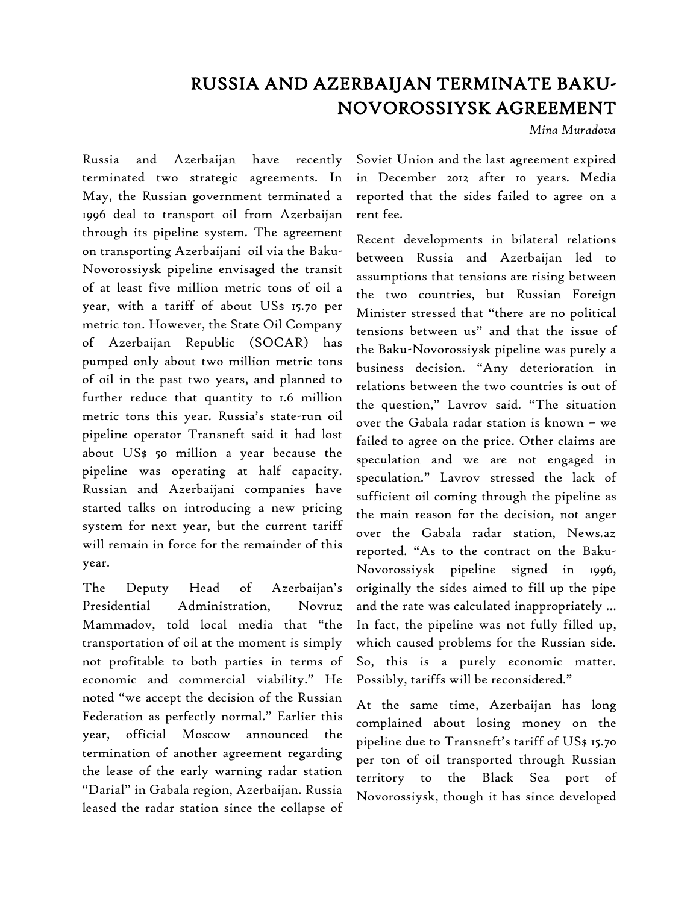# RUSSIA AND AZERBAIJAN TERMINATE BAKU-NOVOROSSIYSK AGREEMENT

*Mina Muradova*

Russia and Azerbaijan have recently terminated two strategic agreements. In May, the Russian government terminated a 1996 deal to transport oil from Azerbaijan through its pipeline system. The agreement on transporting Azerbaijani oil via the Baku-Novorossiysk pipeline envisaged the transit of at least five million metric tons of oil a year, with a tariff of about US$ 15.70 per metric ton. However, the State Oil Company of Azerbaijan Republic (SOCAR) has pumped only about two million metric tons of oil in the past two years, and planned to further reduce that quantity to 1.6 million metric tons this year. Russia's state-run oil pipeline operator Transneft said it had lost about US$ 50 million a year because the pipeline was operating at half capacity. Russian and Azerbaijani companies have started talks on introducing a new pricing system for next year, but the current tariff will remain in force for the remainder of this year.

The Deputy Head of Azerbaijan's Presidential Administration, Novruz Mammadov, told local media that "the transportation of oil at the moment is simply not profitable to both parties in terms of economic and commercial viability." He noted "we accept the decision of the Russian Federation as perfectly normal." Earlier this year, official Moscow announced the termination of another agreement regarding the lease of the early warning radar station "Darial" in Gabala region, Azerbaijan. Russia leased the radar station since the collapse of Soviet Union and the last agreement expired in December 2012 after 10 years. Media reported that the sides failed to agree on a rent fee.

Recent developments in bilateral relations between Russia and Azerbaijan led to assumptions that tensions are rising between the two countries, but Russian Foreign Minister stressed that "there are no political tensions between us" and that the issue of the Baku-Novorossiysk pipeline was purely a business decision. "Any deterioration in relations between the two countries is out of the question," Lavrov said. "The situation over the Gabala radar station is known – we failed to agree on the price. Other claims are speculation and we are not engaged in speculation." Lavrov stressed the lack of sufficient oil coming through the pipeline as the main reason for the decision, not anger over the Gabala radar station, News.az reported. "As to the contract on the Baku-Novorossiysk pipeline signed in 1996, originally the sides aimed to fill up the pipe and the rate was calculated inappropriately … In fact, the pipeline was not fully filled up, which caused problems for the Russian side. So, this is a purely economic matter. Possibly, tariffs will be reconsidered."

At the same time, Azerbaijan has long complained about losing money on the pipeline due to Transneft's tariff of US$ 15.70 per ton of oil transported through Russian territory to the Black Sea port of Novorossiysk, though it has since developed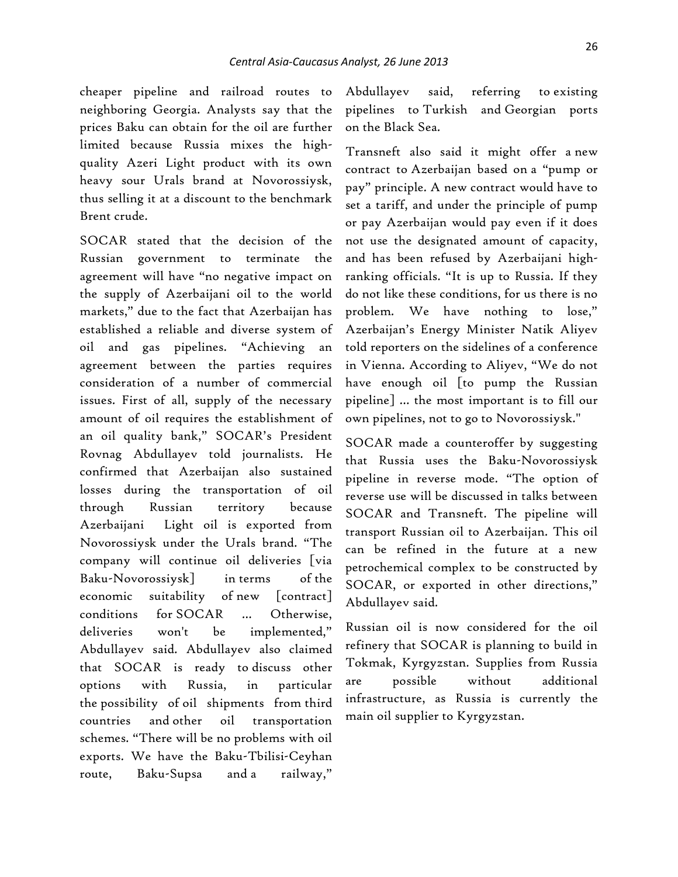cheaper pipeline and railroad routes to neighboring Georgia. Analysts say that the prices Baku can obtain for the oil are further limited because Russia mixes the high-quality Azeri Light product with its own heavy sour Urals brand at Novorossiysk, thus selling it at a discount to the benchmark Brent crude.

SOCAR stated that the decision of the Russian government to terminate the agreement will have "no negative impact on the supply of Azerbaijani oil to the world markets," due to the fact that Azerbaijan has established a reliable and diverse system of oil and gas pipelines. "Achieving an agreement between the parties requires consideration of a number of commercial issues. First of all, supply of the necessary amount of oil requires the establishment of an oil quality bank," SOCAR's President Rovnag Abdullayev told journalists. He confirmed that Azerbaijan also sustained losses during the transportation of oil through Russian territory because Azerbaijani Light oil is exported from Novorossiysk under the Urals brand. "The company will continue oil deliveries [via Baku-Novorossiysk] in terms of the economic suitability of new [contract] conditions for SOCAR … Otherwise, deliveries won't be implemented," Abdullayev said. Abdullayev also claimed that SOCAR is ready to discuss other options with Russia, in particular the possibility of oil shipments from third countries and other oil transportation schemes. "There will be no problems with oil exports. We have the Baku-Tbilisi-Ceyhan route, Baku-Supsa and a railway," Abdullayev said, referring to existing pipelines to Turkish and Georgian ports on the Black Sea.

Transneft also said it might offer a new contract to Azerbaijan based on a "pump or pay" principle. A new contract would have to set a tariff, and under the principle of pump or pay Azerbaijan would pay even if it does not use the designated amount of capacity, and has been refused by Azerbaijani high-ranking officials. "It is up to Russia. If they do not like these conditions, for us there is no problem. We have nothing to lose," Azerbaijan's Energy Minister Natik Aliyev told reporters on the sidelines of a conference in Vienna. According to Aliyev, "We do not have enough oil [to pump the Russian pipeline] … the most important is to fill our own pipelines, not to go to Novorossiysk."

SOCAR made a counteroffer by suggesting that Russia uses the Baku-Novorossiysk pipeline in reverse mode. "The option of reverse use will be discussed in talks between SOCAR and Transneft. The pipeline will transport Russian oil to Azerbaijan. This oil can be refined in the future at a new petrochemical complex to be constructed by SOCAR, or exported in other directions," Abdullayev said.

Russian oil is now considered for the oil refinery that SOCAR is planning to build in Tokmak, Kyrgyzstan. Supplies from Russia are possible without additional infrastructure, as Russia is currently the main oil supplier to Kyrgyzstan.